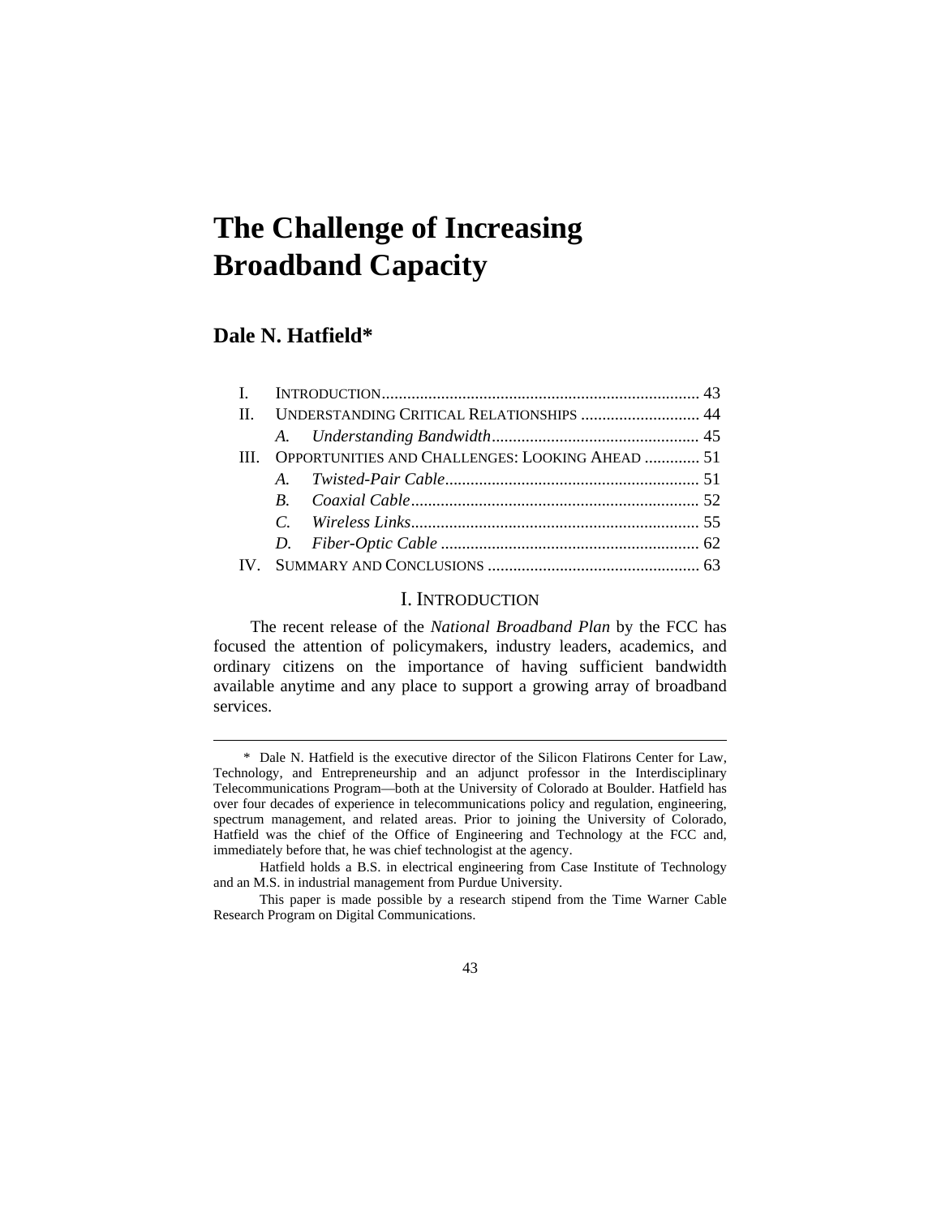# The Challenge of Increasing Broadband Capacity

## Dale N. Hatfield*

I. INTRODUCTION .......................................................................... 43
II. UNDERSTANDING CRITICAL RELATIONSHIPS ............................ 44
  *A. Understanding Bandwidth* ................................................. 45
III. OPPORTUNITIES AND CHALLENGES: LOOKING AHEAD ............. 51
  *A. Twisted-Pair Cable* ............................................................ 51
  *B. Coaxial Cable* .................................................................... 52
  *C. Wireless Links* .................................................................... 55
  *D. Fiber-Optic Cable* ............................................................. 62
IV. SUMMARY AND CONCLUSIONS .................................................. 63

## I. INTRODUCTION

The recent release of the *National Broadband Plan* by the FCC has focused the attention of policymakers, industry leaders, academics, and ordinary citizens on the importance of having sufficient bandwidth available anytime and any place to support a growing array of broadband services.

---

\* Dale N. Hatfield is the executive director of the Silicon Flatirons Center for Law, Technology, and Entrepreneurship and an adjunct professor in the Interdisciplinary Telecommunications Program—both at the University of Colorado at Boulder. Hatfield has over four decades of experience in telecommunications policy and regulation, engineering, spectrum management, and related areas. Prior to joining the University of Colorado, Hatfield was the chief of the Office of Engineering and Technology at the FCC and, immediately before that, he was chief technologist at the agency.

Hatfield holds a B.S. in electrical engineering from Case Institute of Technology and an M.S. in industrial management from Purdue University.

This paper is made possible by a research stipend from the Time Warner Cable Research Program on Digital Communications.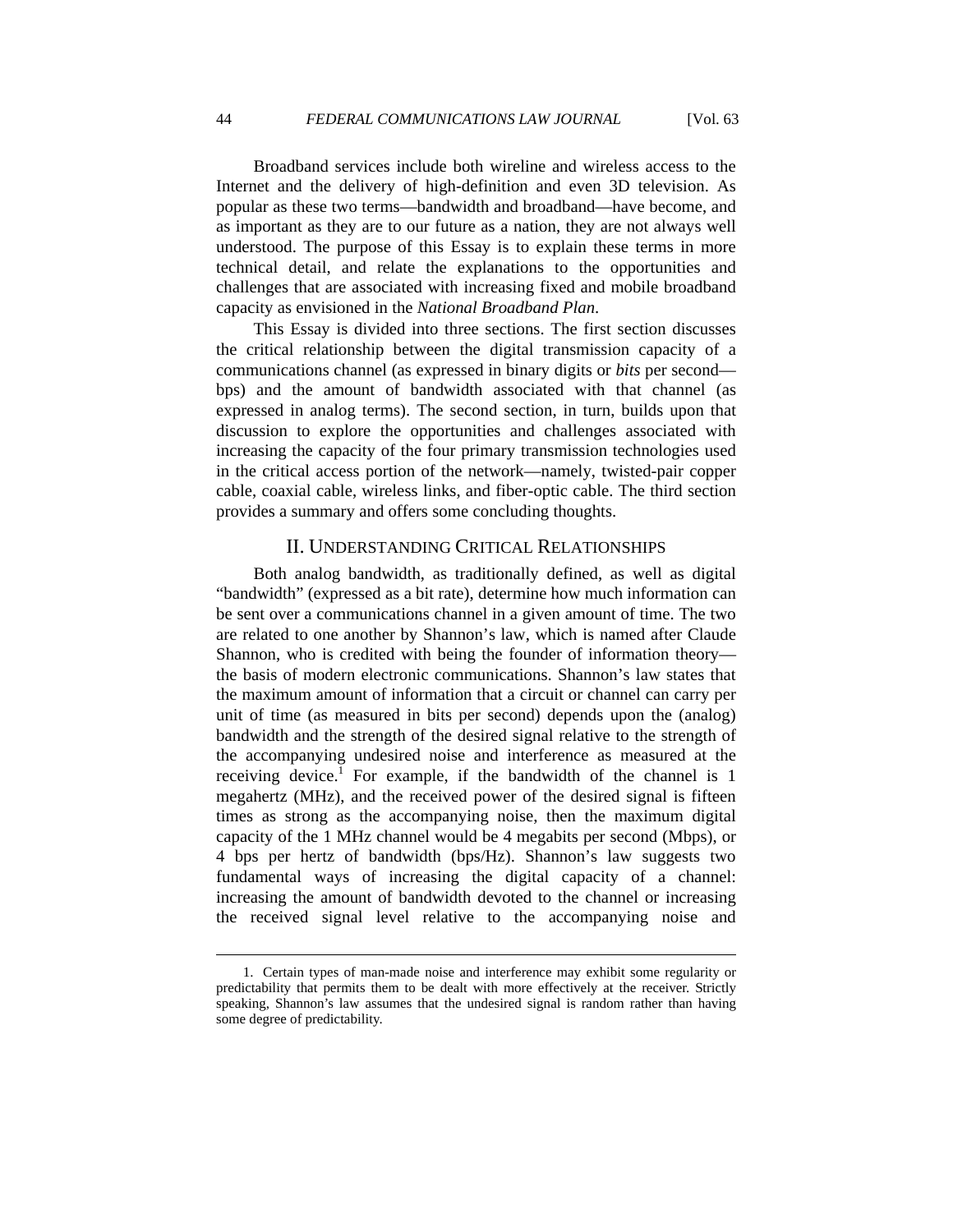Broadband services include both wireline and wireless access to the Internet and the delivery of high-definition and even 3D television. As popular as these two terms—bandwidth and broadband—have become, and as important as they are to our future as a nation, they are not always well understood. The purpose of this Essay is to explain these terms in more technical detail, and relate the explanations to the opportunities and challenges that are associated with increasing fixed and mobile broadband capacity as envisioned in the *National Broadband Plan*.

This Essay is divided into three sections. The first section discusses the critical relationship between the digital transmission capacity of a communications channel (as expressed in binary digits or *bits* per second—bps) and the amount of bandwidth associated with that channel (as expressed in analog terms). The second section, in turn, builds upon that discussion to explore the opportunities and challenges associated with increasing the capacity of the four primary transmission technologies used in the critical access portion of the network—namely, twisted-pair copper cable, coaxial cable, wireless links, and fiber-optic cable. The third section provides a summary and offers some concluding thoughts.

## II. UNDERSTANDING CRITICAL RELATIONSHIPS

Both analog bandwidth, as traditionally defined, as well as digital "bandwidth" (expressed as a bit rate), determine how much information can be sent over a communications channel in a given amount of time. The two are related to one another by Shannon's law, which is named after Claude Shannon, who is credited with being the founder of information theory—the basis of modern electronic communications. Shannon's law states that the maximum amount of information that a circuit or channel can carry per unit of time (as measured in bits per second) depends upon the (analog) bandwidth and the strength of the desired signal relative to the strength of the accompanying undesired noise and interference as measured at the receiving device.[1] For example, if the bandwidth of the channel is 1 megahertz (MHz), and the received power of the desired signal is fifteen times as strong as the accompanying noise, then the maximum digital capacity of the 1 MHz channel would be 4 megabits per second (Mbps), or 4 bps per hertz of bandwidth (bps/Hz). Shannon's law suggests two fundamental ways of increasing the digital capacity of a channel: increasing the amount of bandwidth devoted to the channel or increasing the received signal level relative to the accompanying noise and

---

1. Certain types of man-made noise and interference may exhibit some regularity or predictability that permits them to be dealt with more effectively at the receiver. Strictly speaking, Shannon's law assumes that the undesired signal is random rather than having some degree of predictability.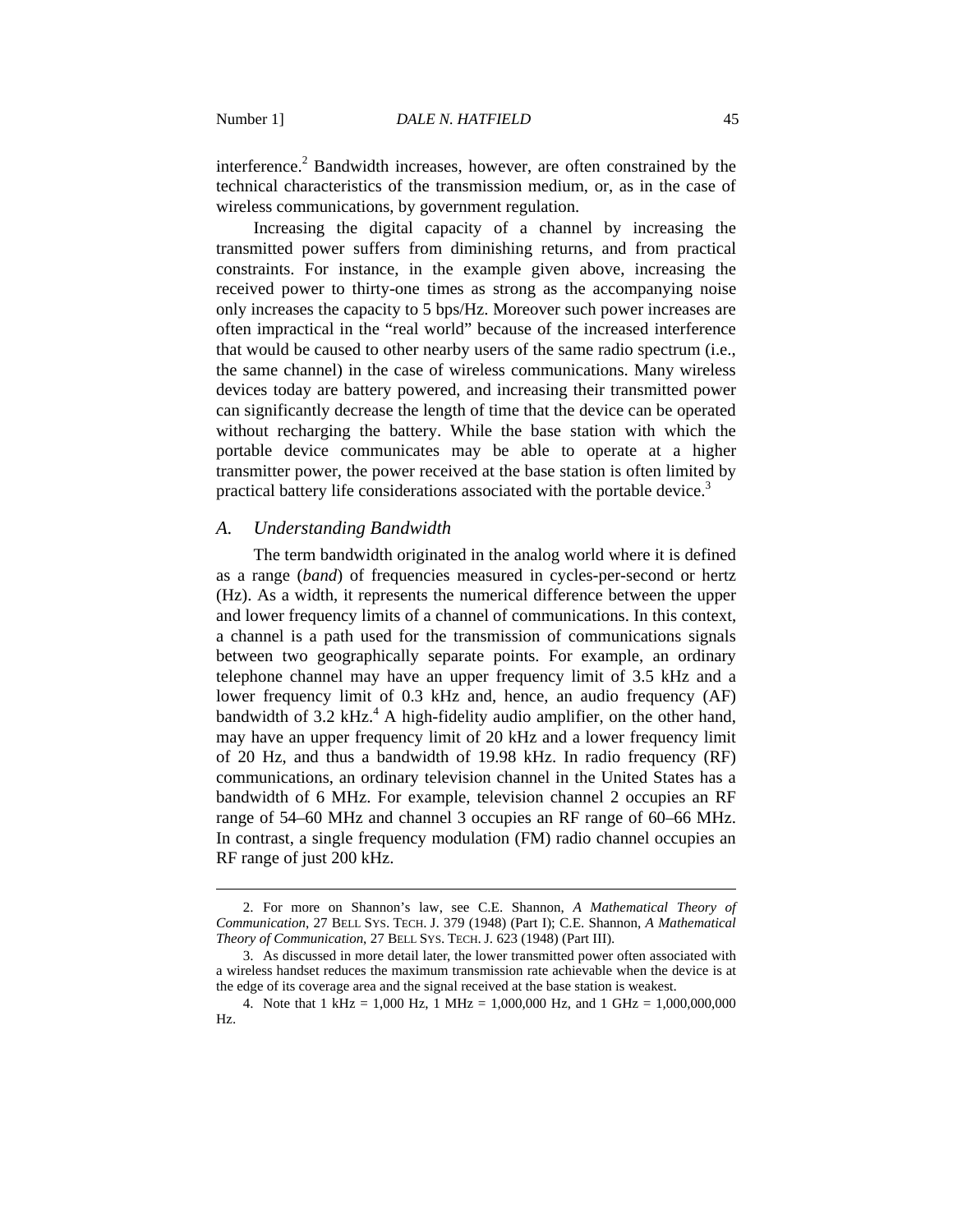interference.[2] Bandwidth increases, however, are often constrained by the technical characteristics of the transmission medium, or, as in the case of wireless communications, by government regulation.

Increasing the digital capacity of a channel by increasing the transmitted power suffers from diminishing returns, and from practical constraints. For instance, in the example given above, increasing the received power to thirty-one times as strong as the accompanying noise only increases the capacity to 5 bps/Hz. Moreover such power increases are often impractical in the "real world" because of the increased interference that would be caused to other nearby users of the same radio spectrum (i.e., the same channel) in the case of wireless communications. Many wireless devices today are battery powered, and increasing their transmitted power can significantly decrease the length of time that the device can be operated without recharging the battery. While the base station with which the portable device communicates may be able to operate at a higher transmitter power, the power received at the base station is often limited by practical battery life considerations associated with the portable device.[3]

### *A. Understanding Bandwidth*

The term bandwidth originated in the analog world where it is defined as a range (*band*) of frequencies measured in cycles-per-second or hertz (Hz). As a width, it represents the numerical difference between the upper and lower frequency limits of a channel of communications. In this context, a channel is a path used for the transmission of communications signals between two geographically separate points. For example, an ordinary telephone channel may have an upper frequency limit of 3.5 kHz and a lower frequency limit of 0.3 kHz and, hence, an audio frequency (AF) bandwidth of 3.2 kHz.[4] A high-fidelity audio amplifier, on the other hand, may have an upper frequency limit of 20 kHz and a lower frequency limit of 20 Hz, and thus a bandwidth of 19.98 kHz. In radio frequency (RF) communications, an ordinary television channel in the United States has a bandwidth of 6 MHz. For example, television channel 2 occupies an RF range of 54–60 MHz and channel 3 occupies an RF range of 60–66 MHz. In contrast, a single frequency modulation (FM) radio channel occupies an RF range of just 200 kHz.

---

2. For more on Shannon's law, see C.E. Shannon, *A Mathematical Theory of Communication*, 27 BELL SYS. TECH. J. 379 (1948) (Part I); C.E. Shannon, *A Mathematical Theory of Communication*, 27 BELL SYS. TECH. J. 623 (1948) (Part III).

3. As discussed in more detail later, the lower transmitted power often associated with a wireless handset reduces the maximum transmission rate achievable when the device is at the edge of its coverage area and the signal received at the base station is weakest.

4. Note that 1 kHz = 1,000 Hz, 1 MHz = 1,000,000 Hz, and 1 GHz = 1,000,000,000 Hz.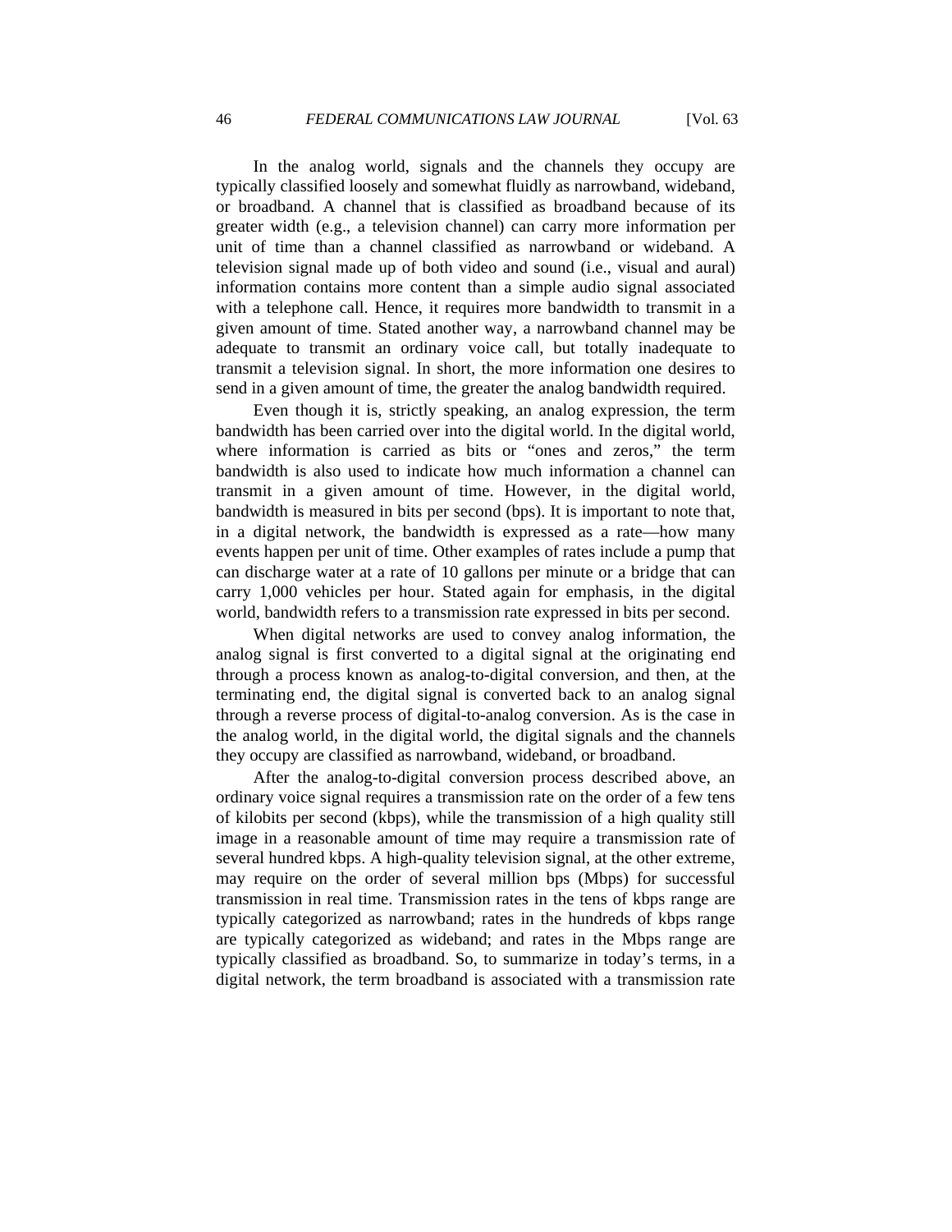In the analog world, signals and the channels they occupy are typically classified loosely and somewhat fluidly as narrowband, wideband, or broadband. A channel that is classified as broadband because of its greater width (e.g., a television channel) can carry more information per unit of time than a channel classified as narrowband or wideband. A television signal made up of both video and sound (i.e., visual and aural) information contains more content than a simple audio signal associated with a telephone call. Hence, it requires more bandwidth to transmit in a given amount of time. Stated another way, a narrowband channel may be adequate to transmit an ordinary voice call, but totally inadequate to transmit a television signal. In short, the more information one desires to send in a given amount of time, the greater the analog bandwidth required.

Even though it is, strictly speaking, an analog expression, the term bandwidth has been carried over into the digital world. In the digital world, where information is carried as bits or "ones and zeros," the term bandwidth is also used to indicate how much information a channel can transmit in a given amount of time. However, in the digital world, bandwidth is measured in bits per second (bps). It is important to note that, in a digital network, the bandwidth is expressed as a rate—how many events happen per unit of time. Other examples of rates include a pump that can discharge water at a rate of 10 gallons per minute or a bridge that can carry 1,000 vehicles per hour. Stated again for emphasis, in the digital world, bandwidth refers to a transmission rate expressed in bits per second.

When digital networks are used to convey analog information, the analog signal is first converted to a digital signal at the originating end through a process known as analog-to-digital conversion, and then, at the terminating end, the digital signal is converted back to an analog signal through a reverse process of digital-to-analog conversion. As is the case in the analog world, in the digital world, the digital signals and the channels they occupy are classified as narrowband, wideband, or broadband.

After the analog-to-digital conversion process described above, an ordinary voice signal requires a transmission rate on the order of a few tens of kilobits per second (kbps), while the transmission of a high quality still image in a reasonable amount of time may require a transmission rate of several hundred kbps. A high-quality television signal, at the other extreme, may require on the order of several million bps (Mbps) for successful transmission in real time. Transmission rates in the tens of kbps range are typically categorized as narrowband; rates in the hundreds of kbps range are typically categorized as wideband; and rates in the Mbps range are typically classified as broadband. So, to summarize in today's terms, in a digital network, the term broadband is associated with a transmission rate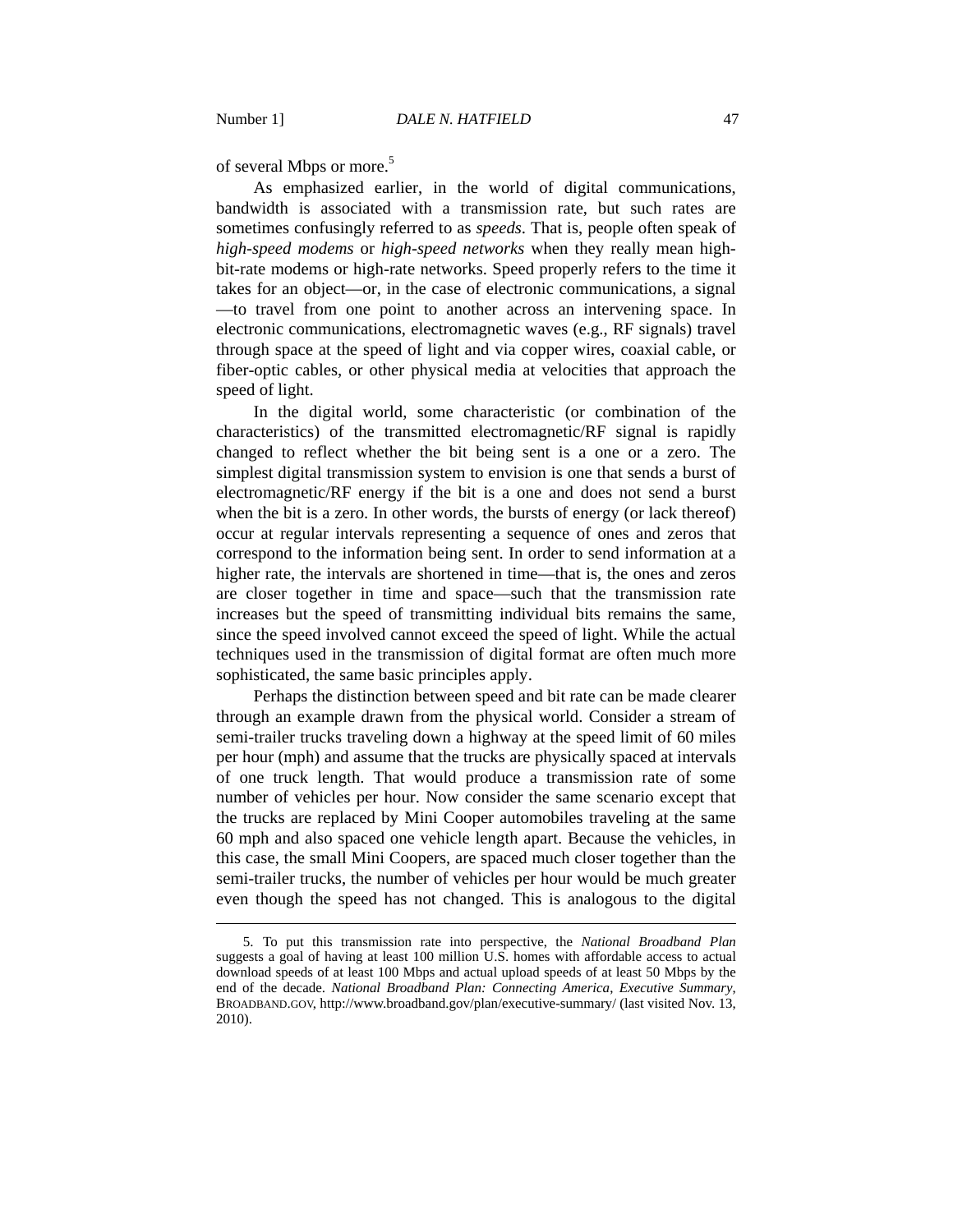of several Mbps or more.[5]

As emphasized earlier, in the world of digital communications, bandwidth is associated with a transmission rate, but such rates are sometimes confusingly referred to as *speeds*. That is, people often speak of *high-speed modems* or *high-speed networks* when they really mean high-bit-rate modems or high-rate networks. Speed properly refers to the time it takes for an object—or, in the case of electronic communications, a signal—to travel from one point to another across an intervening space. In electronic communications, electromagnetic waves (e.g., RF signals) travel through space at the speed of light and via copper wires, coaxial cable, or fiber-optic cables, or other physical media at velocities that approach the speed of light.

In the digital world, some characteristic (or combination of the characteristics) of the transmitted electromagnetic/RF signal is rapidly changed to reflect whether the bit being sent is a one or a zero. The simplest digital transmission system to envision is one that sends a burst of electromagnetic/RF energy if the bit is a one and does not send a burst when the bit is a zero. In other words, the bursts of energy (or lack thereof) occur at regular intervals representing a sequence of ones and zeros that correspond to the information being sent. In order to send information at a higher rate, the intervals are shortened in time—that is, the ones and zeros are closer together in time and space—such that the transmission rate increases but the speed of transmitting individual bits remains the same, since the speed involved cannot exceed the speed of light. While the actual techniques used in the transmission of digital format are often much more sophisticated, the same basic principles apply.

Perhaps the distinction between speed and bit rate can be made clearer through an example drawn from the physical world. Consider a stream of semi-trailer trucks traveling down a highway at the speed limit of 60 miles per hour (mph) and assume that the trucks are physically spaced at intervals of one truck length. That would produce a transmission rate of some number of vehicles per hour. Now consider the same scenario except that the trucks are replaced by Mini Cooper automobiles traveling at the same 60 mph and also spaced one vehicle length apart. Because the vehicles, in this case, the small Mini Coopers, are spaced much closer together than the semi-trailer trucks, the number of vehicles per hour would be much greater even though the speed has not changed. This is analogous to the digital

---

5. To put this transmission rate into perspective, the *National Broadband Plan* suggests a goal of having at least 100 million U.S. homes with affordable access to actual download speeds of at least 100 Mbps and actual upload speeds of at least 50 Mbps by the end of the decade. *National Broadband Plan: Connecting America, Executive Summary*, BROADBAND.GOV, http://www.broadband.gov/plan/executive-summary/ (last visited Nov. 13, 2010).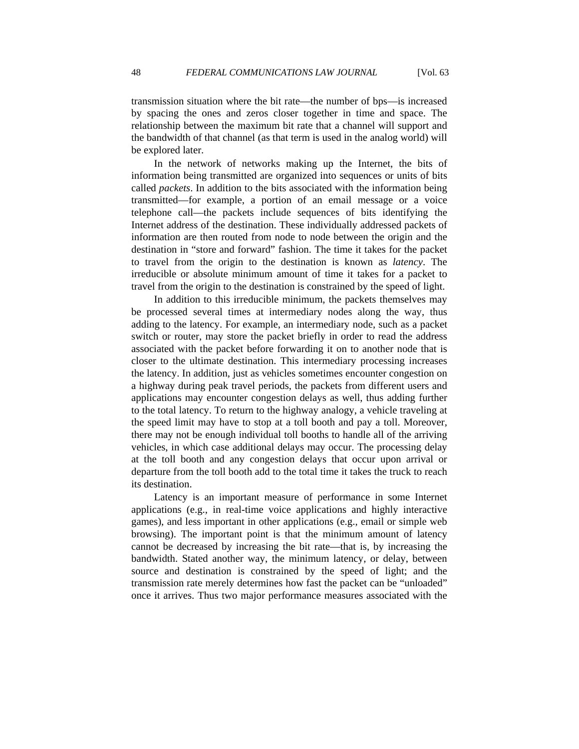transmission situation where the bit rate—the number of bps—is increased by spacing the ones and zeros closer together in time and space. The relationship between the maximum bit rate that a channel will support and the bandwidth of that channel (as that term is used in the analog world) will be explored later.

In the network of networks making up the Internet, the bits of information being transmitted are organized into sequences or units of bits called *packets*. In addition to the bits associated with the information being transmitted—for example, a portion of an email message or a voice telephone call—the packets include sequences of bits identifying the Internet address of the destination. These individually addressed packets of information are then routed from node to node between the origin and the destination in "store and forward" fashion. The time it takes for the packet to travel from the origin to the destination is known as *latency*. The irreducible or absolute minimum amount of time it takes for a packet to travel from the origin to the destination is constrained by the speed of light.

In addition to this irreducible minimum, the packets themselves may be processed several times at intermediary nodes along the way, thus adding to the latency. For example, an intermediary node, such as a packet switch or router, may store the packet briefly in order to read the address associated with the packet before forwarding it on to another node that is closer to the ultimate destination. This intermediary processing increases the latency. In addition, just as vehicles sometimes encounter congestion on a highway during peak travel periods, the packets from different users and applications may encounter congestion delays as well, thus adding further to the total latency. To return to the highway analogy, a vehicle traveling at the speed limit may have to stop at a toll booth and pay a toll. Moreover, there may not be enough individual toll booths to handle all of the arriving vehicles, in which case additional delays may occur. The processing delay at the toll booth and any congestion delays that occur upon arrival or departure from the toll booth add to the total time it takes the truck to reach its destination.

Latency is an important measure of performance in some Internet applications (e.g., in real-time voice applications and highly interactive games), and less important in other applications (e.g., email or simple web browsing). The important point is that the minimum amount of latency cannot be decreased by increasing the bit rate—that is, by increasing the bandwidth. Stated another way, the minimum latency, or delay, between source and destination is constrained by the speed of light; and the transmission rate merely determines how fast the packet can be "unloaded" once it arrives. Thus two major performance measures associated with the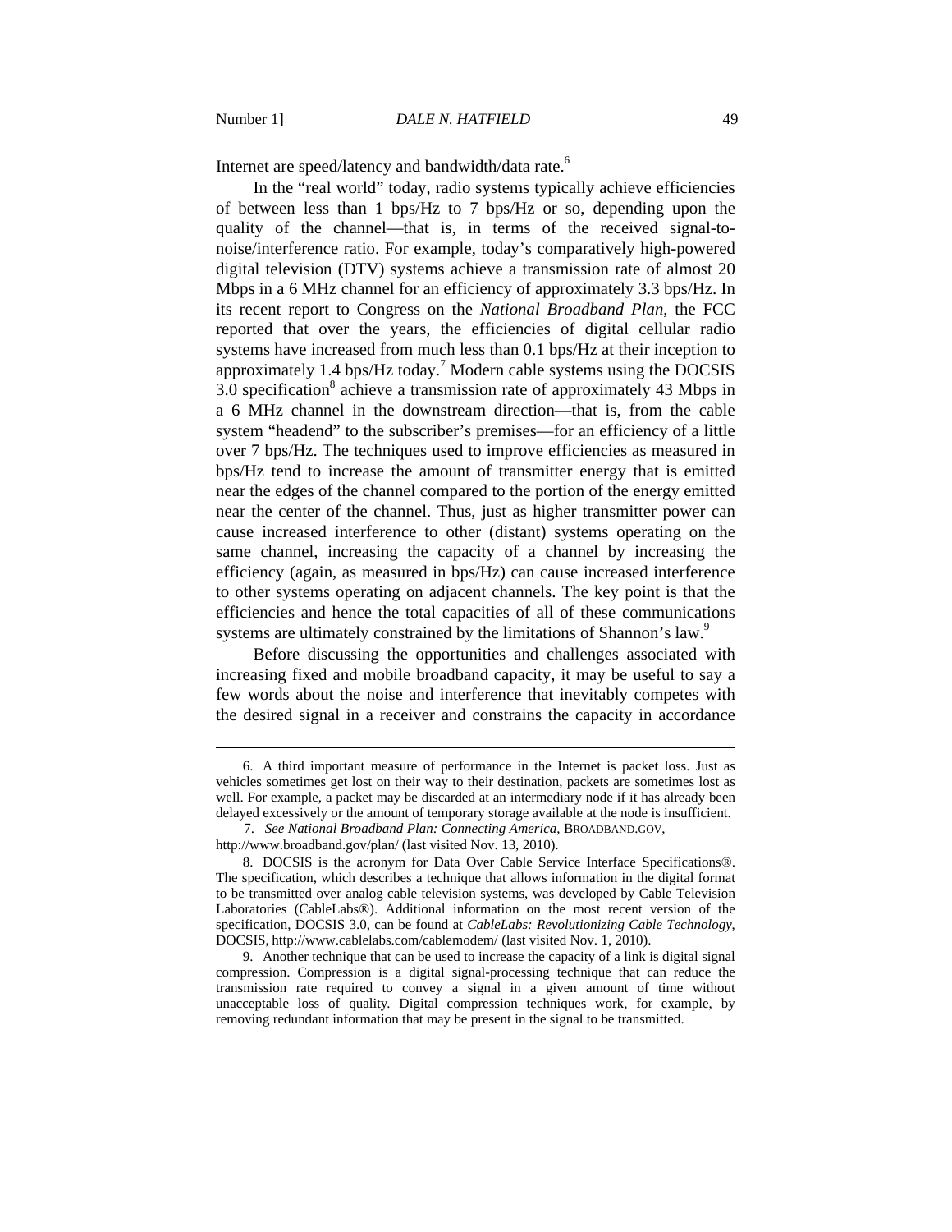Internet are speed/latency and bandwidth/data rate.[6]

In the "real world" today, radio systems typically achieve efficiencies of between less than 1 bps/Hz to 7 bps/Hz or so, depending upon the quality of the channel—that is, in terms of the received signal-to-noise/interference ratio. For example, today's comparatively high-powered digital television (DTV) systems achieve a transmission rate of almost 20 Mbps in a 6 MHz channel for an efficiency of approximately 3.3 bps/Hz. In its recent report to Congress on the *National Broadband Plan*, the FCC reported that over the years, the efficiencies of digital cellular radio systems have increased from much less than 0.1 bps/Hz at their inception to approximately 1.4 bps/Hz today.[7] Modern cable systems using the DOCSIS 3.0 specification[8] achieve a transmission rate of approximately 43 Mbps in a 6 MHz channel in the downstream direction—that is, from the cable system "headend" to the subscriber's premises—for an efficiency of a little over 7 bps/Hz. The techniques used to improve efficiencies as measured in bps/Hz tend to increase the amount of transmitter energy that is emitted near the edges of the channel compared to the portion of the energy emitted near the center of the channel. Thus, just as higher transmitter power can cause increased interference to other (distant) systems operating on the same channel, increasing the capacity of a channel by increasing the efficiency (again, as measured in bps/Hz) can cause increased interference to other systems operating on adjacent channels. The key point is that the efficiencies and hence the total capacities of all of these communications systems are ultimately constrained by the limitations of Shannon's law.[9]

Before discussing the opportunities and challenges associated with increasing fixed and mobile broadband capacity, it may be useful to say a few words about the noise and interference that inevitably competes with the desired signal in a receiver and constrains the capacity in accordance

---

6. A third important measure of performance in the Internet is packet loss. Just as vehicles sometimes get lost on their way to their destination, packets are sometimes lost as well. For example, a packet may be discarded at an intermediary node if it has already been delayed excessively or the amount of temporary storage available at the node is insufficient.

7. *See National Broadband Plan: Connecting America*, BROADBAND.GOV, http://www.broadband.gov/plan/ (last visited Nov. 13, 2010).

8. DOCSIS is the acronym for Data Over Cable Service Interface Specifications®. The specification, which describes a technique that allows information in the digital format to be transmitted over analog cable television systems, was developed by Cable Television Laboratories (CableLabs®). Additional information on the most recent version of the specification, DOCSIS 3.0, can be found at *CableLabs: Revolutionizing Cable Technology*, DOCSIS, http://www.cablelabs.com/cablemodem/ (last visited Nov. 1, 2010).

9. Another technique that can be used to increase the capacity of a link is digital signal compression. Compression is a digital signal-processing technique that can reduce the transmission rate required to convey a signal in a given amount of time without unacceptable loss of quality. Digital compression techniques work, for example, by removing redundant information that may be present in the signal to be transmitted.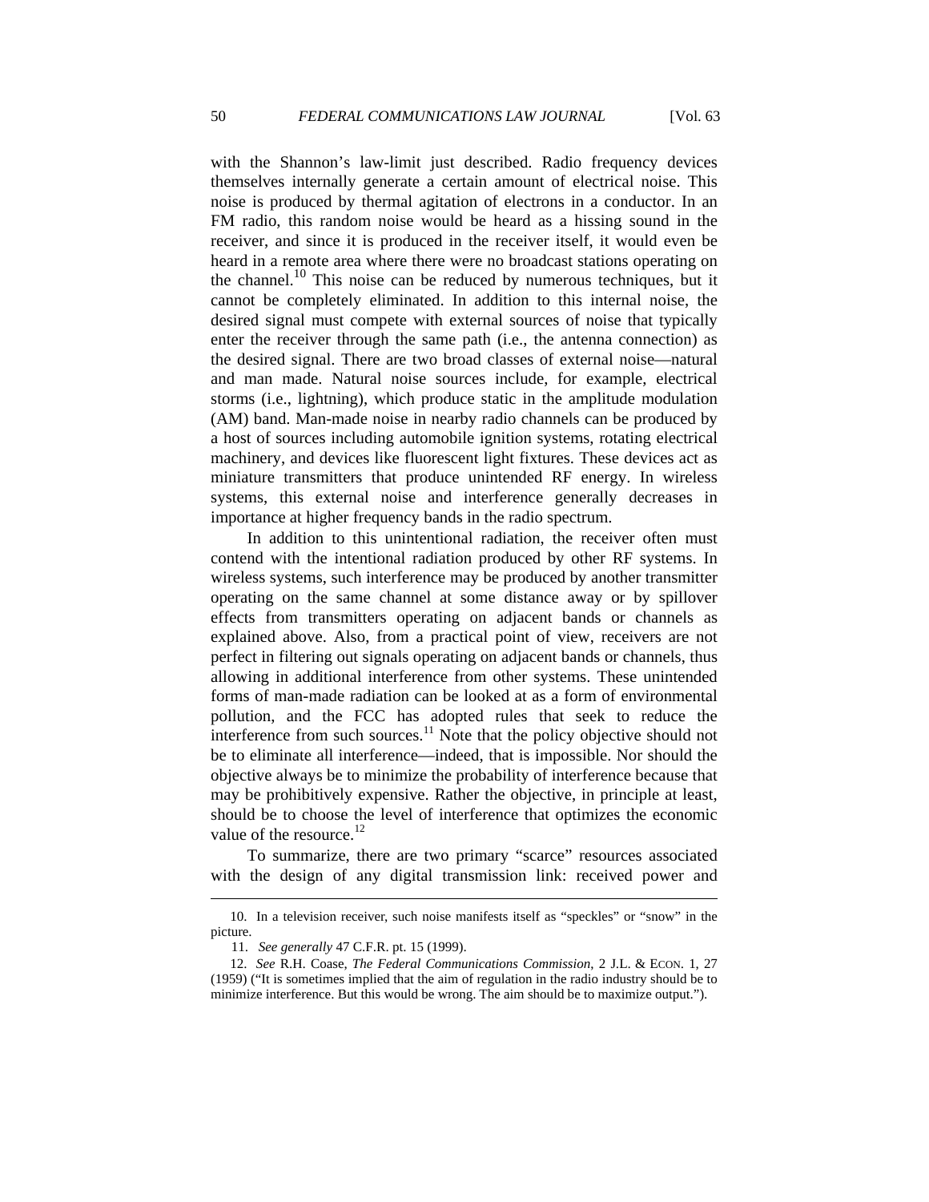with the Shannon's law-limit just described. Radio frequency devices themselves internally generate a certain amount of electrical noise. This noise is produced by thermal agitation of electrons in a conductor. In an FM radio, this random noise would be heard as a hissing sound in the receiver, and since it is produced in the receiver itself, it would even be heard in a remote area where there were no broadcast stations operating on the channel.[10] This noise can be reduced by numerous techniques, but it cannot be completely eliminated. In addition to this internal noise, the desired signal must compete with external sources of noise that typically enter the receiver through the same path (i.e., the antenna connection) as the desired signal. There are two broad classes of external noise—natural and man made. Natural noise sources include, for example, electrical storms (i.e., lightning), which produce static in the amplitude modulation (AM) band. Man-made noise in nearby radio channels can be produced by a host of sources including automobile ignition systems, rotating electrical machinery, and devices like fluorescent light fixtures. These devices act as miniature transmitters that produce unintended RF energy. In wireless systems, this external noise and interference generally decreases in importance at higher frequency bands in the radio spectrum.

In addition to this unintentional radiation, the receiver often must contend with the intentional radiation produced by other RF systems. In wireless systems, such interference may be produced by another transmitter operating on the same channel at some distance away or by spillover effects from transmitters operating on adjacent bands or channels as explained above. Also, from a practical point of view, receivers are not perfect in filtering out signals operating on adjacent bands or channels, thus allowing in additional interference from other systems. These unintended forms of man-made radiation can be looked at as a form of environmental pollution, and the FCC has adopted rules that seek to reduce the interference from such sources.[11] Note that the policy objective should not be to eliminate all interference—indeed, that is impossible. Nor should the objective always be to minimize the probability of interference because that may be prohibitively expensive. Rather the objective, in principle at least, should be to choose the level of interference that optimizes the economic value of the resource.[12]

To summarize, there are two primary "scarce" resources associated with the design of any digital transmission link: received power and

---

10. In a television receiver, such noise manifests itself as "speckles" or "snow" in the picture.

11. *See generally* 47 C.F.R. pt. 15 (1999).

12. *See* R.H. Coase, *The Federal Communications Commission*, 2 J.L. & ECON. 1, 27 (1959) ("It is sometimes implied that the aim of regulation in the radio industry should be to minimize interference. But this would be wrong. The aim should be to maximize output.").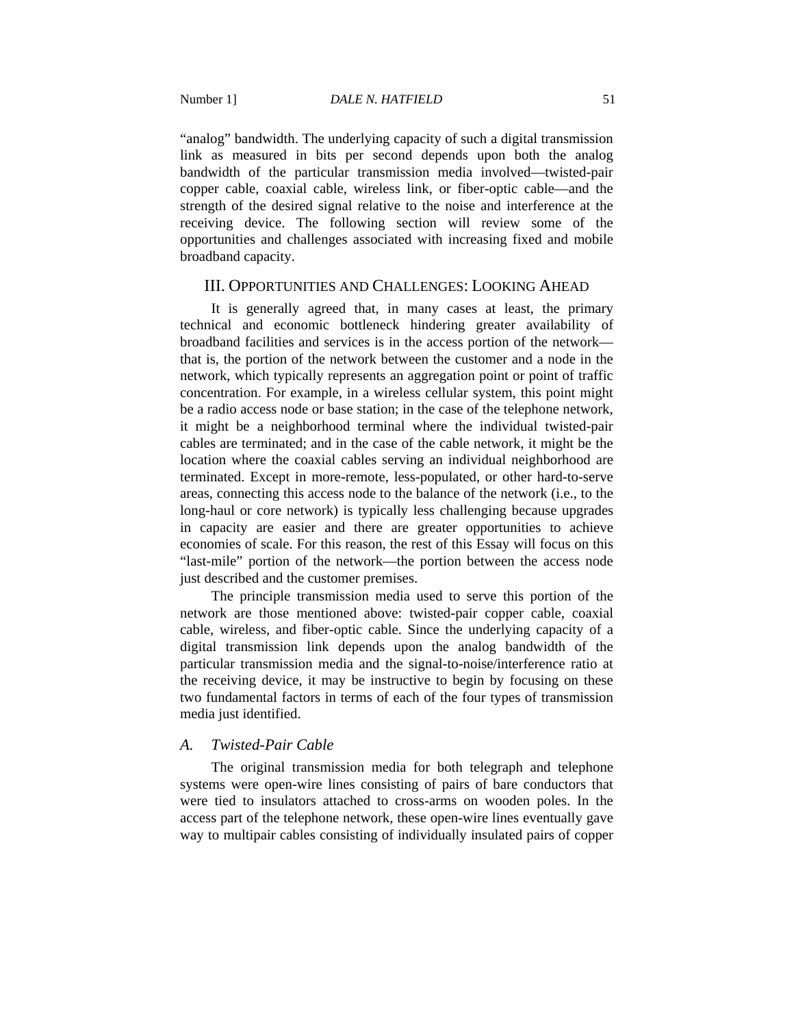"analog" bandwidth. The underlying capacity of such a digital transmission link as measured in bits per second depends upon both the analog bandwidth of the particular transmission media involved—twisted-pair copper cable, coaxial cable, wireless link, or fiber-optic cable—and the strength of the desired signal relative to the noise and interference at the receiving device. The following section will review some of the opportunities and challenges associated with increasing fixed and mobile broadband capacity.

## III. Opportunities and Challenges: Looking Ahead

It is generally agreed that, in many cases at least, the primary technical and economic bottleneck hindering greater availability of broadband facilities and services is in the access portion of the network—that is, the portion of the network between the customer and a node in the network, which typically represents an aggregation point or point of traffic concentration. For example, in a wireless cellular system, this point might be a radio access node or base station; in the case of the telephone network, it might be a neighborhood terminal where the individual twisted-pair cables are terminated; and in the case of the cable network, it might be the location where the coaxial cables serving an individual neighborhood are terminated. Except in more-remote, less-populated, or other hard-to-serve areas, connecting this access node to the balance of the network (i.e., to the long-haul or core network) is typically less challenging because upgrades in capacity are easier and there are greater opportunities to achieve economies of scale. For this reason, the rest of this Essay will focus on this "last-mile" portion of the network—the portion between the access node just described and the customer premises.

The principle transmission media used to serve this portion of the network are those mentioned above: twisted-pair copper cable, coaxial cable, wireless, and fiber-optic cable. Since the underlying capacity of a digital transmission link depends upon the analog bandwidth of the particular transmission media and the signal-to-noise/interference ratio at the receiving device, it may be instructive to begin by focusing on these two fundamental factors in terms of each of the four types of transmission media just identified.

### *A. Twisted-Pair Cable*

The original transmission media for both telegraph and telephone systems were open-wire lines consisting of pairs of bare conductors that were tied to insulators attached to cross-arms on wooden poles. In the access part of the telephone network, these open-wire lines eventually gave way to multipair cables consisting of individually insulated pairs of copper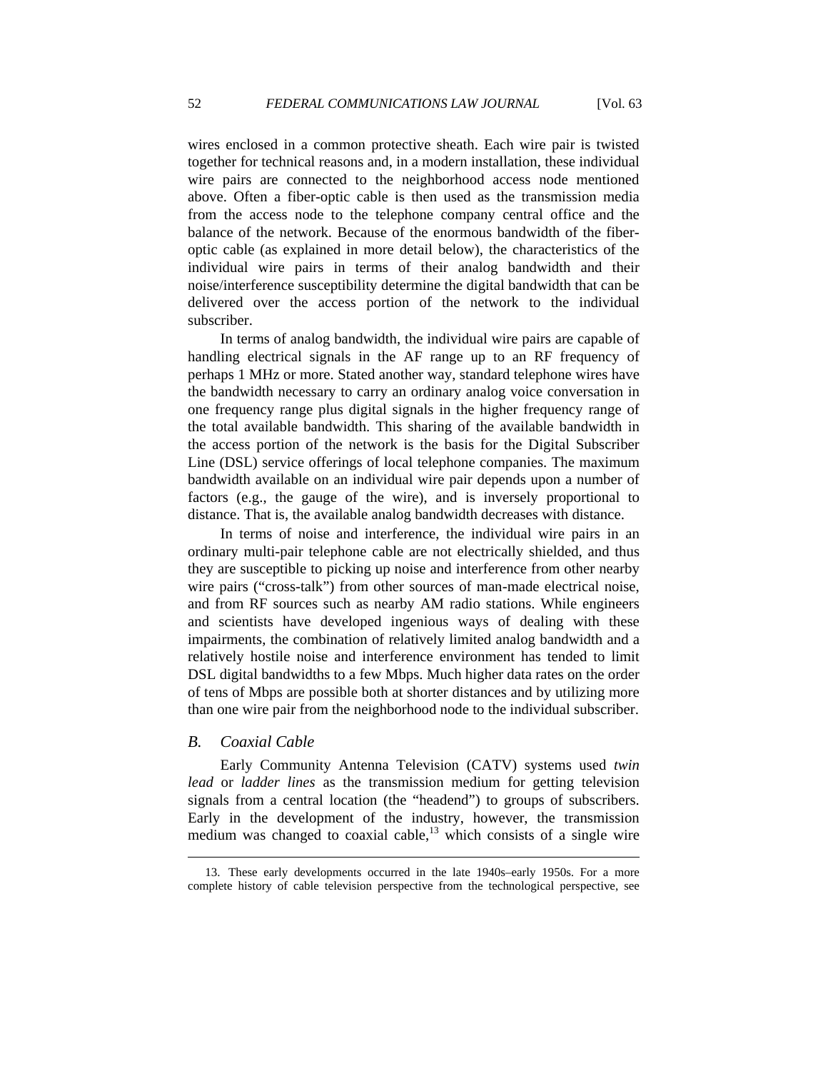wires enclosed in a common protective sheath. Each wire pair is twisted together for technical reasons and, in a modern installation, these individual wire pairs are connected to the neighborhood access node mentioned above. Often a fiber-optic cable is then used as the transmission media from the access node to the telephone company central office and the balance of the network. Because of the enormous bandwidth of the fiber-optic cable (as explained in more detail below), the characteristics of the individual wire pairs in terms of their analog bandwidth and their noise/interference susceptibility determine the digital bandwidth that can be delivered over the access portion of the network to the individual subscriber.

In terms of analog bandwidth, the individual wire pairs are capable of handling electrical signals in the AF range up to an RF frequency of perhaps 1 MHz or more. Stated another way, standard telephone wires have the bandwidth necessary to carry an ordinary analog voice conversation in one frequency range plus digital signals in the higher frequency range of the total available bandwidth. This sharing of the available bandwidth in the access portion of the network is the basis for the Digital Subscriber Line (DSL) service offerings of local telephone companies. The maximum bandwidth available on an individual wire pair depends upon a number of factors (e.g., the gauge of the wire), and is inversely proportional to distance. That is, the available analog bandwidth decreases with distance.

In terms of noise and interference, the individual wire pairs in an ordinary multi-pair telephone cable are not electrically shielded, and thus they are susceptible to picking up noise and interference from other nearby wire pairs ("cross-talk") from other sources of man-made electrical noise, and from RF sources such as nearby AM radio stations. While engineers and scientists have developed ingenious ways of dealing with these impairments, the combination of relatively limited analog bandwidth and a relatively hostile noise and interference environment has tended to limit DSL digital bandwidths to a few Mbps. Much higher data rates on the order of tens of Mbps are possible both at shorter distances and by utilizing more than one wire pair from the neighborhood node to the individual subscriber.

### *B. Coaxial Cable*

Early Community Antenna Television (CATV) systems used *twin lead* or *ladder lines* as the transmission medium for getting television signals from a central location (the "headend") to groups of subscribers. Early in the development of the industry, however, the transmission medium was changed to coaxial cable,[13] which consists of a single wire

---

13. These early developments occurred in the late 1940s–early 1950s. For a more complete history of cable television perspective from the technological perspective, see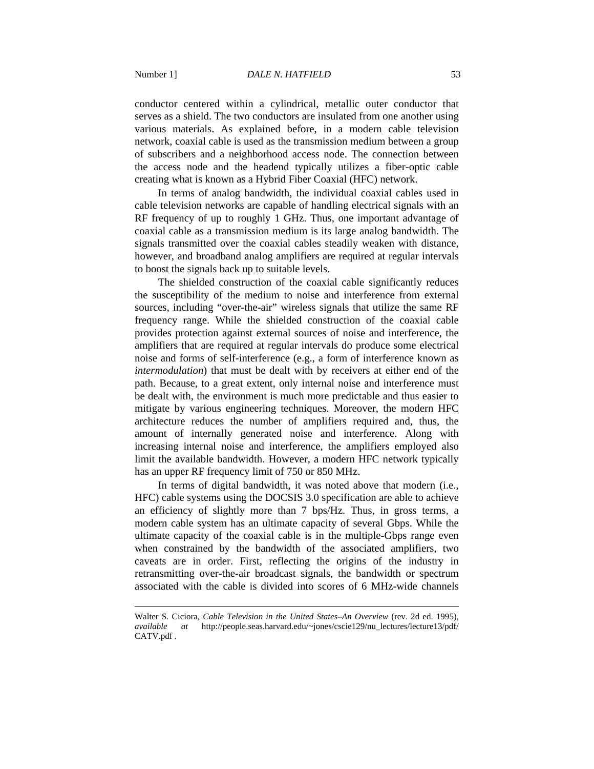conductor centered within a cylindrical, metallic outer conductor that serves as a shield. The two conductors are insulated from one another using various materials. As explained before, in a modern cable television network, coaxial cable is used as the transmission medium between a group of subscribers and a neighborhood access node. The connection between the access node and the headend typically utilizes a fiber-optic cable creating what is known as a Hybrid Fiber Coaxial (HFC) network.

In terms of analog bandwidth, the individual coaxial cables used in cable television networks are capable of handling electrical signals with an RF frequency of up to roughly 1 GHz. Thus, one important advantage of coaxial cable as a transmission medium is its large analog bandwidth. The signals transmitted over the coaxial cables steadily weaken with distance, however, and broadband analog amplifiers are required at regular intervals to boost the signals back up to suitable levels.

The shielded construction of the coaxial cable significantly reduces the susceptibility of the medium to noise and interference from external sources, including "over-the-air" wireless signals that utilize the same RF frequency range. While the shielded construction of the coaxial cable provides protection against external sources of noise and interference, the amplifiers that are required at regular intervals do produce some electrical noise and forms of self-interference (e.g., a form of interference known as *intermodulation*) that must be dealt with by receivers at either end of the path. Because, to a great extent, only internal noise and interference must be dealt with, the environment is much more predictable and thus easier to mitigate by various engineering techniques. Moreover, the modern HFC architecture reduces the number of amplifiers required and, thus, the amount of internally generated noise and interference. Along with increasing internal noise and interference, the amplifiers employed also limit the available bandwidth. However, a modern HFC network typically has an upper RF frequency limit of 750 or 850 MHz.

In terms of digital bandwidth, it was noted above that modern (i.e., HFC) cable systems using the DOCSIS 3.0 specification are able to achieve an efficiency of slightly more than 7 bps/Hz. Thus, in gross terms, a modern cable system has an ultimate capacity of several Gbps. While the ultimate capacity of the coaxial cable is in the multiple-Gbps range even when constrained by the bandwidth of the associated amplifiers, two caveats are in order. First, reflecting the origins of the industry in retransmitting over-the-air broadcast signals, the bandwidth or spectrum associated with the cable is divided into scores of 6 MHz-wide channels

---

Walter S. Ciciora, *Cable Television in the United States–An Overview* (rev. 2d ed. 1995), *available at* http://people.seas.harvard.edu/~jones/cscie129/nu_lectures/lecture13/pdf/CATV.pdf .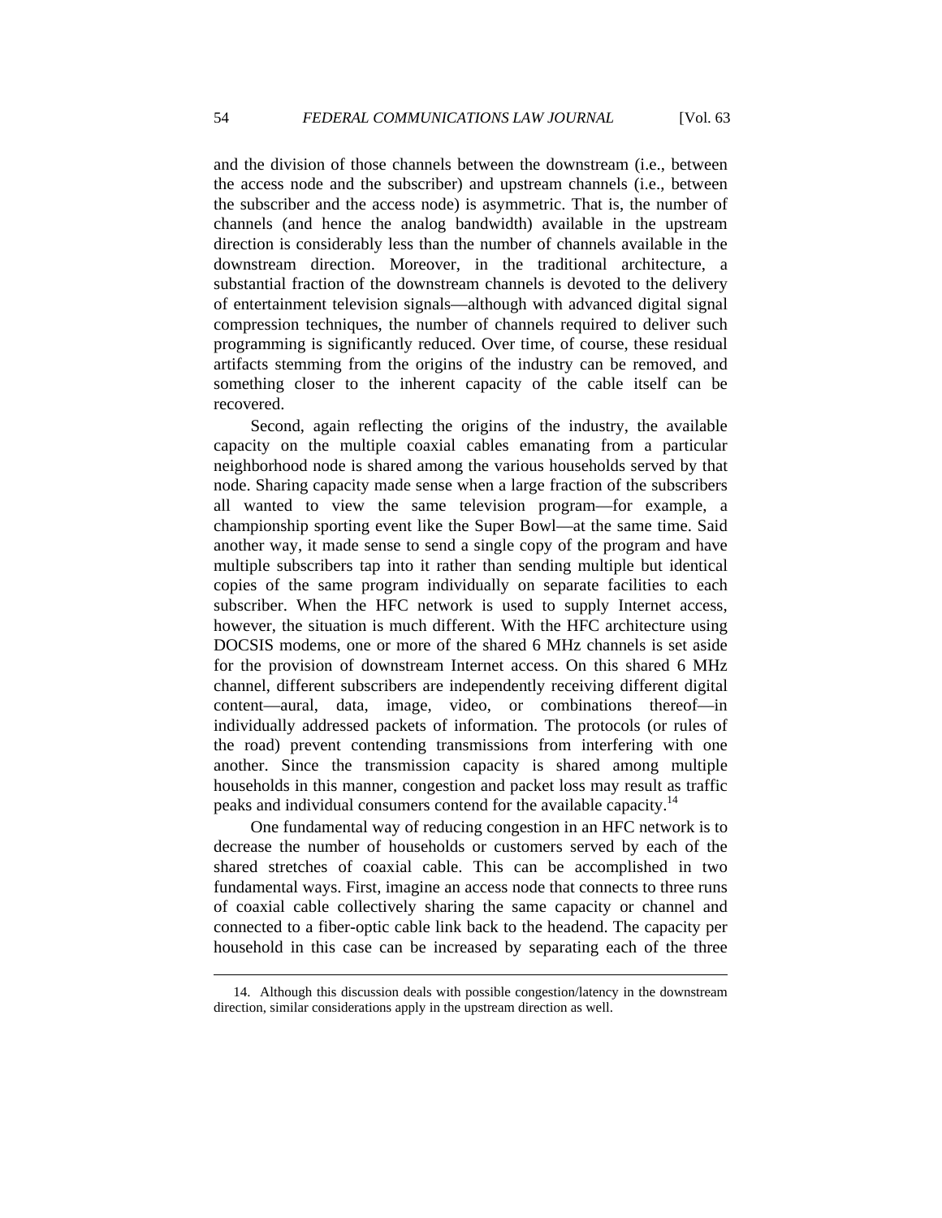and the division of those channels between the downstream (i.e., between the access node and the subscriber) and upstream channels (i.e., between the subscriber and the access node) is asymmetric. That is, the number of channels (and hence the analog bandwidth) available in the upstream direction is considerably less than the number of channels available in the downstream direction. Moreover, in the traditional architecture, a substantial fraction of the downstream channels is devoted to the delivery of entertainment television signals—although with advanced digital signal compression techniques, the number of channels required to deliver such programming is significantly reduced. Over time, of course, these residual artifacts stemming from the origins of the industry can be removed, and something closer to the inherent capacity of the cable itself can be recovered.

Second, again reflecting the origins of the industry, the available capacity on the multiple coaxial cables emanating from a particular neighborhood node is shared among the various households served by that node. Sharing capacity made sense when a large fraction of the subscribers all wanted to view the same television program—for example, a championship sporting event like the Super Bowl—at the same time. Said another way, it made sense to send a single copy of the program and have multiple subscribers tap into it rather than sending multiple but identical copies of the same program individually on separate facilities to each subscriber. When the HFC network is used to supply Internet access, however, the situation is much different. With the HFC architecture using DOCSIS modems, one or more of the shared 6 MHz channels is set aside for the provision of downstream Internet access. On this shared 6 MHz channel, different subscribers are independently receiving different digital content—aural, data, image, video, or combinations thereof—in individually addressed packets of information. The protocols (or rules of the road) prevent contending transmissions from interfering with one another. Since the transmission capacity is shared among multiple households in this manner, congestion and packet loss may result as traffic peaks and individual consumers contend for the available capacity.[14]

One fundamental way of reducing congestion in an HFC network is to decrease the number of households or customers served by each of the shared stretches of coaxial cable. This can be accomplished in two fundamental ways. First, imagine an access node that connects to three runs of coaxial cable collectively sharing the same capacity or channel and connected to a fiber-optic cable link back to the headend. The capacity per household in this case can be increased by separating each of the three

14. Although this discussion deals with possible congestion/latency in the downstream direction, similar considerations apply in the upstream direction as well.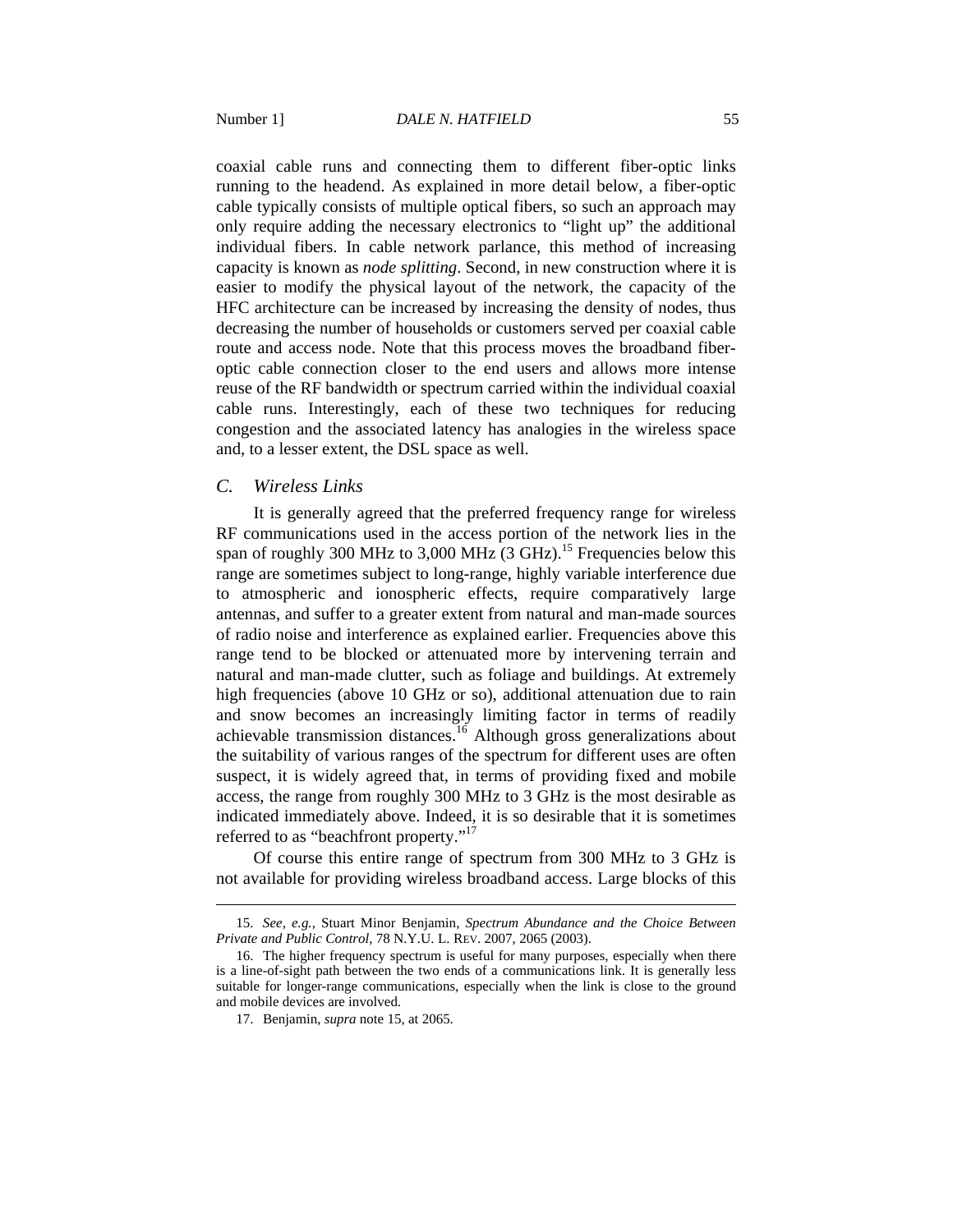coaxial cable runs and connecting them to different fiber-optic links running to the headend. As explained in more detail below, a fiber-optic cable typically consists of multiple optical fibers, so such an approach may only require adding the necessary electronics to "light up" the additional individual fibers. In cable network parlance, this method of increasing capacity is known as *node splitting*. Second, in new construction where it is easier to modify the physical layout of the network, the capacity of the HFC architecture can be increased by increasing the density of nodes, thus decreasing the number of households or customers served per coaxial cable route and access node. Note that this process moves the broadband fiber-optic cable connection closer to the end users and allows more intense reuse of the RF bandwidth or spectrum carried within the individual coaxial cable runs. Interestingly, each of these two techniques for reducing congestion and the associated latency has analogies in the wireless space and, to a lesser extent, the DSL space as well.

### *C. Wireless Links*

It is generally agreed that the preferred frequency range for wireless RF communications used in the access portion of the network lies in the span of roughly 300 MHz to 3,000 MHz (3 GHz).[15] Frequencies below this range are sometimes subject to long-range, highly variable interference due to atmospheric and ionospheric effects, require comparatively large antennas, and suffer to a greater extent from natural and man-made sources of radio noise and interference as explained earlier. Frequencies above this range tend to be blocked or attenuated more by intervening terrain and natural and man-made clutter, such as foliage and buildings. At extremely high frequencies (above 10 GHz or so), additional attenuation due to rain and snow becomes an increasingly limiting factor in terms of readily achievable transmission distances.[16] Although gross generalizations about the suitability of various ranges of the spectrum for different uses are often suspect, it is widely agreed that, in terms of providing fixed and mobile access, the range from roughly 300 MHz to 3 GHz is the most desirable as indicated immediately above. Indeed, it is so desirable that it is sometimes referred to as "beachfront property."[17]

Of course this entire range of spectrum from 300 MHz to 3 GHz is not available for providing wireless broadband access. Large blocks of this

---

15. *See, e.g.*, Stuart Minor Benjamin, *Spectrum Abundance and the Choice Between Private and Public Control*, 78 N.Y.U. L. REV. 2007, 2065 (2003).

16. The higher frequency spectrum is useful for many purposes, especially when there is a line-of-sight path between the two ends of a communications link. It is generally less suitable for longer-range communications, especially when the link is close to the ground and mobile devices are involved.

17. Benjamin, *supra* note 15, at 2065.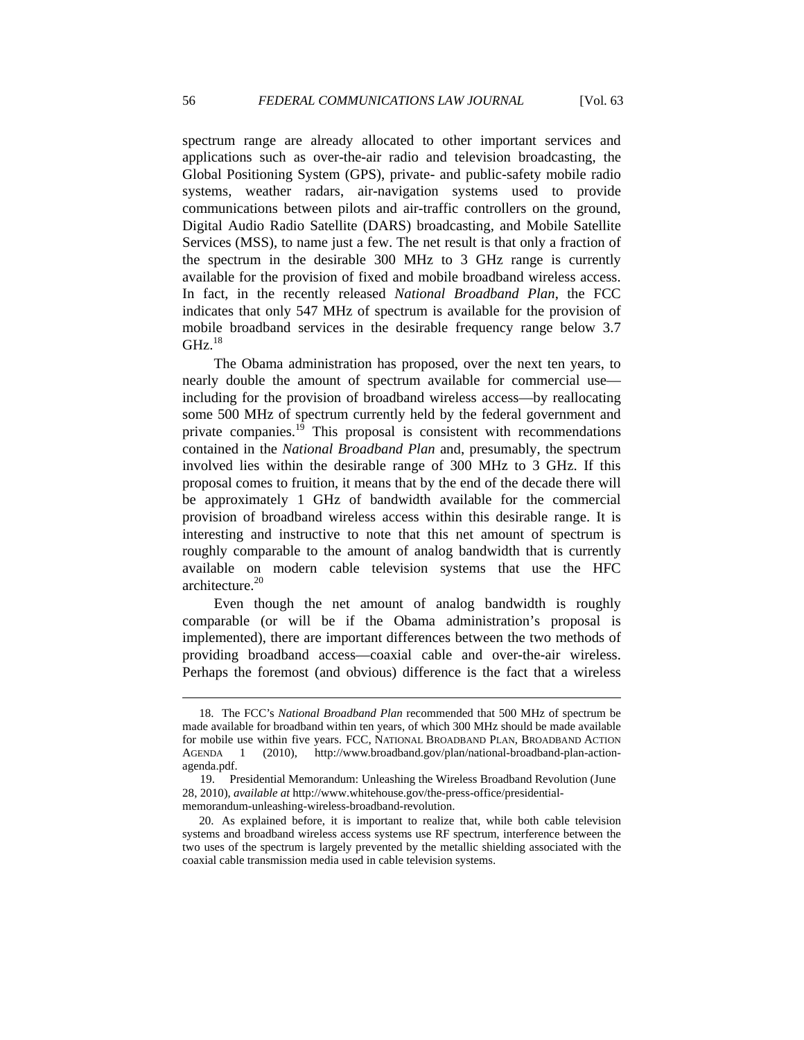spectrum range are already allocated to other important services and applications such as over-the-air radio and television broadcasting, the Global Positioning System (GPS), private- and public-safety mobile radio systems, weather radars, air-navigation systems used to provide communications between pilots and air-traffic controllers on the ground, Digital Audio Radio Satellite (DARS) broadcasting, and Mobile Satellite Services (MSS), to name just a few. The net result is that only a fraction of the spectrum in the desirable 300 MHz to 3 GHz range is currently available for the provision of fixed and mobile broadband wireless access. In fact, in the recently released *National Broadband Plan*, the FCC indicates that only 547 MHz of spectrum is available for the provision of mobile broadband services in the desirable frequency range below 3.7 GHz.[18]

The Obama administration has proposed, over the next ten years, to nearly double the amount of spectrum available for commercial use—including for the provision of broadband wireless access—by reallocating some 500 MHz of spectrum currently held by the federal government and private companies.[19] This proposal is consistent with recommendations contained in the *National Broadband Plan* and, presumably, the spectrum involved lies within the desirable range of 300 MHz to 3 GHz. If this proposal comes to fruition, it means that by the end of the decade there will be approximately 1 GHz of bandwidth available for the commercial provision of broadband wireless access within this desirable range. It is interesting and instructive to note that this net amount of spectrum is roughly comparable to the amount of analog bandwidth that is currently available on modern cable television systems that use the HFC architecture.[20]

Even though the net amount of analog bandwidth is roughly comparable (or will be if the Obama administration's proposal is implemented), there are important differences between the two methods of providing broadband access—coaxial cable and over-the-air wireless. Perhaps the foremost (and obvious) difference is the fact that a wireless

---

18. The FCC's *National Broadband Plan* recommended that 500 MHz of spectrum be made available for broadband within ten years, of which 300 MHz should be made available for mobile use within five years. FCC, NATIONAL BROADBAND PLAN, BROADBAND ACTION AGENDA 1 (2010), http://www.broadband.gov/plan/national-broadband-plan-action-agenda.pdf.

19. Presidential Memorandum: Unleashing the Wireless Broadband Revolution (June 28, 2010), *available at* http://www.whitehouse.gov/the-press-office/presidential-memorandum-unleashing-wireless-broadband-revolution.

20. As explained before, it is important to realize that, while both cable television systems and broadband wireless access systems use RF spectrum, interference between the two uses of the spectrum is largely prevented by the metallic shielding associated with the coaxial cable transmission media used in cable television systems.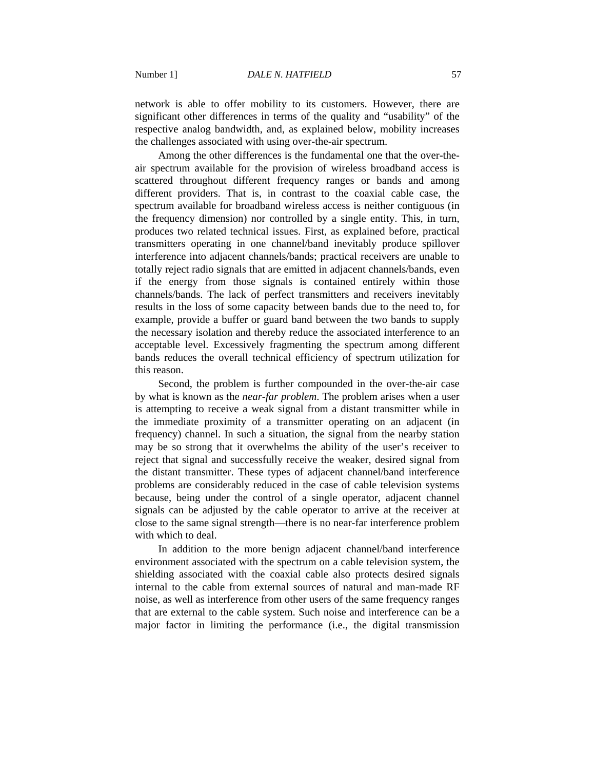network is able to offer mobility to its customers. However, there are significant other differences in terms of the quality and "usability" of the respective analog bandwidth, and, as explained below, mobility increases the challenges associated with using over-the-air spectrum.

Among the other differences is the fundamental one that the over-the-air spectrum available for the provision of wireless broadband access is scattered throughout different frequency ranges or bands and among different providers. That is, in contrast to the coaxial cable case, the spectrum available for broadband wireless access is neither contiguous (in the frequency dimension) nor controlled by a single entity. This, in turn, produces two related technical issues. First, as explained before, practical transmitters operating in one channel/band inevitably produce spillover interference into adjacent channels/bands; practical receivers are unable to totally reject radio signals that are emitted in adjacent channels/bands, even if the energy from those signals is contained entirely within those channels/bands. The lack of perfect transmitters and receivers inevitably results in the loss of some capacity between bands due to the need to, for example, provide a buffer or guard band between the two bands to supply the necessary isolation and thereby reduce the associated interference to an acceptable level. Excessively fragmenting the spectrum among different bands reduces the overall technical efficiency of spectrum utilization for this reason.

Second, the problem is further compounded in the over-the-air case by what is known as the *near-far problem*. The problem arises when a user is attempting to receive a weak signal from a distant transmitter while in the immediate proximity of a transmitter operating on an adjacent (in frequency) channel. In such a situation, the signal from the nearby station may be so strong that it overwhelms the ability of the user's receiver to reject that signal and successfully receive the weaker, desired signal from the distant transmitter. These types of adjacent channel/band interference problems are considerably reduced in the case of cable television systems because, being under the control of a single operator, adjacent channel signals can be adjusted by the cable operator to arrive at the receiver at close to the same signal strength—there is no near-far interference problem with which to deal.

In addition to the more benign adjacent channel/band interference environment associated with the spectrum on a cable television system, the shielding associated with the coaxial cable also protects desired signals internal to the cable from external sources of natural and man-made RF noise, as well as interference from other users of the same frequency ranges that are external to the cable system. Such noise and interference can be a major factor in limiting the performance (i.e., the digital transmission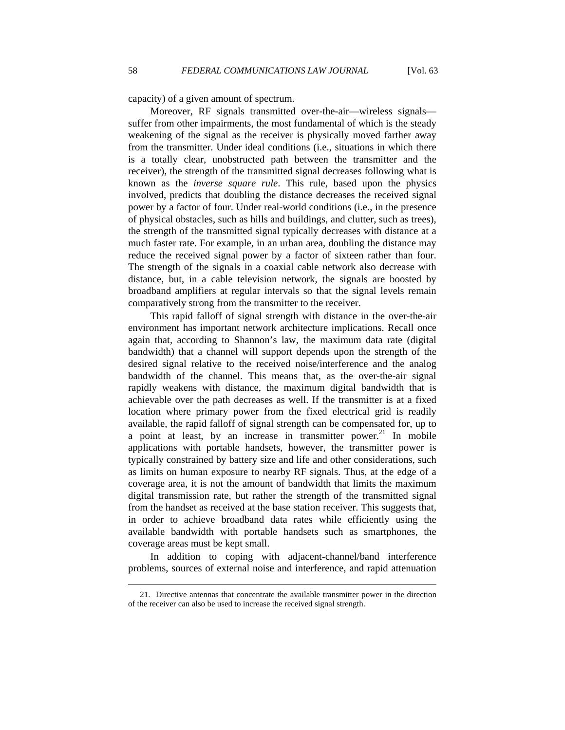capacity) of a given amount of spectrum.

Moreover, RF signals transmitted over-the-air—wireless signals—suffer from other impairments, the most fundamental of which is the steady weakening of the signal as the receiver is physically moved farther away from the transmitter. Under ideal conditions (i.e., situations in which there is a totally clear, unobstructed path between the transmitter and the receiver), the strength of the transmitted signal decreases following what is known as the *inverse square rule*. This rule, based upon the physics involved, predicts that doubling the distance decreases the received signal power by a factor of four. Under real-world conditions (i.e., in the presence of physical obstacles, such as hills and buildings, and clutter, such as trees), the strength of the transmitted signal typically decreases with distance at a much faster rate. For example, in an urban area, doubling the distance may reduce the received signal power by a factor of sixteen rather than four. The strength of the signals in a coaxial cable network also decrease with distance, but, in a cable television network, the signals are boosted by broadband amplifiers at regular intervals so that the signal levels remain comparatively strong from the transmitter to the receiver.

This rapid falloff of signal strength with distance in the over-the-air environment has important network architecture implications. Recall once again that, according to Shannon's law, the maximum data rate (digital bandwidth) that a channel will support depends upon the strength of the desired signal relative to the received noise/interference and the analog bandwidth of the channel. This means that, as the over-the-air signal rapidly weakens with distance, the maximum digital bandwidth that is achievable over the path decreases as well. If the transmitter is at a fixed location where primary power from the fixed electrical grid is readily available, the rapid falloff of signal strength can be compensated for, up to a point at least, by an increase in transmitter power.[21] In mobile applications with portable handsets, however, the transmitter power is typically constrained by battery size and life and other considerations, such as limits on human exposure to nearby RF signals. Thus, at the edge of a coverage area, it is not the amount of bandwidth that limits the maximum digital transmission rate, but rather the strength of the transmitted signal from the handset as received at the base station receiver. This suggests that, in order to achieve broadband data rates while efficiently using the available bandwidth with portable handsets such as smartphones, the coverage areas must be kept small.

In addition to coping with adjacent-channel/band interference problems, sources of external noise and interference, and rapid attenuation

---

21. Directive antennas that concentrate the available transmitter power in the direction of the receiver can also be used to increase the received signal strength.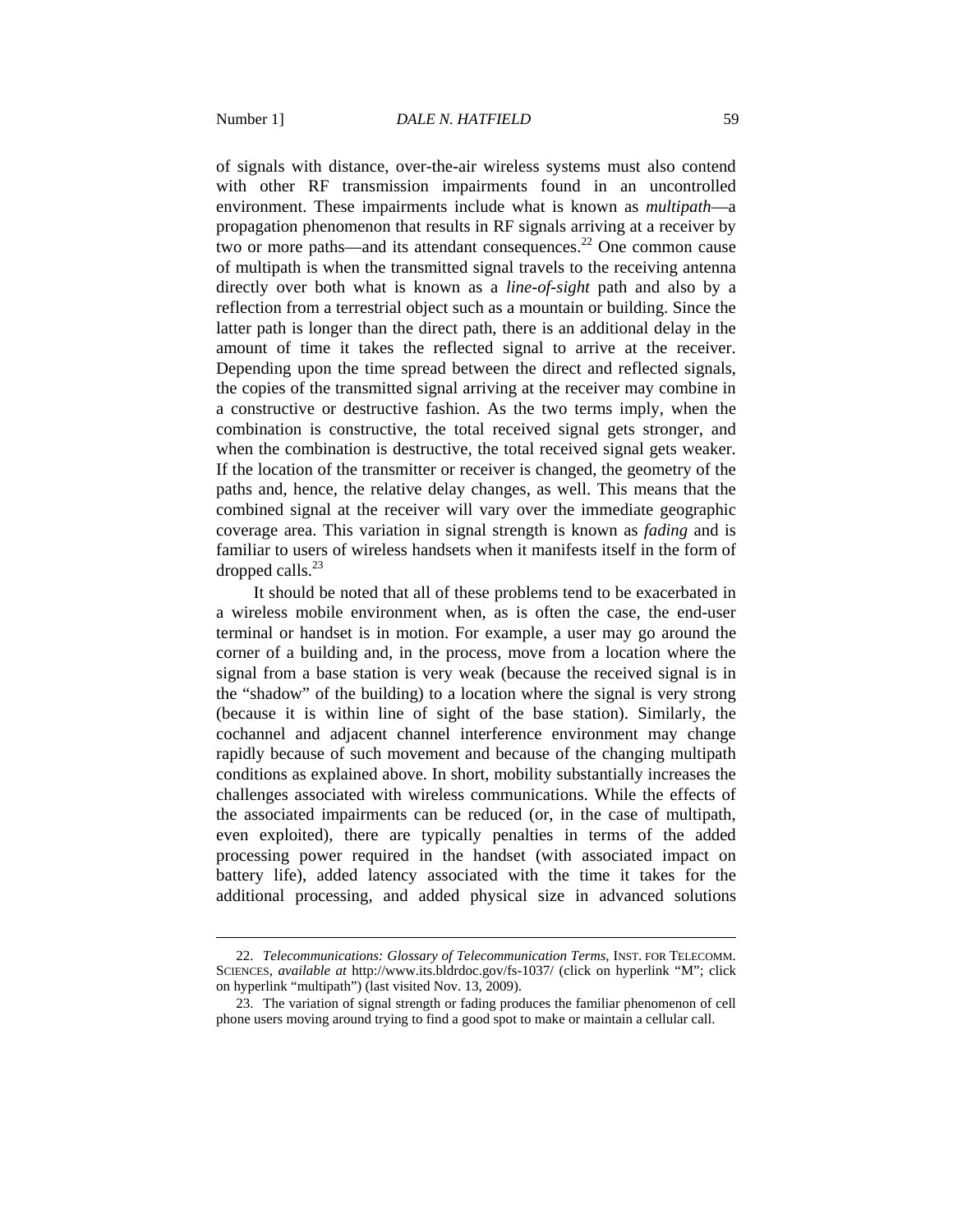of signals with distance, over-the-air wireless systems must also contend with other RF transmission impairments found in an uncontrolled environment. These impairments include what is known as *multipath*—a propagation phenomenon that results in RF signals arriving at a receiver by two or more paths—and its attendant consequences.[22] One common cause of multipath is when the transmitted signal travels to the receiving antenna directly over both what is known as a *line-of-sight* path and also by a reflection from a terrestrial object such as a mountain or building. Since the latter path is longer than the direct path, there is an additional delay in the amount of time it takes the reflected signal to arrive at the receiver. Depending upon the time spread between the direct and reflected signals, the copies of the transmitted signal arriving at the receiver may combine in a constructive or destructive fashion. As the two terms imply, when the combination is constructive, the total received signal gets stronger, and when the combination is destructive, the total received signal gets weaker. If the location of the transmitter or receiver is changed, the geometry of the paths and, hence, the relative delay changes, as well. This means that the combined signal at the receiver will vary over the immediate geographic coverage area. This variation in signal strength is known as *fading* and is familiar to users of wireless handsets when it manifests itself in the form of dropped calls.[23]

It should be noted that all of these problems tend to be exacerbated in a wireless mobile environment when, as is often the case, the end-user terminal or handset is in motion. For example, a user may go around the corner of a building and, in the process, move from a location where the signal from a base station is very weak (because the received signal is in the "shadow" of the building) to a location where the signal is very strong (because it is within line of sight of the base station). Similarly, the cochannel and adjacent channel interference environment may change rapidly because of such movement and because of the changing multipath conditions as explained above. In short, mobility substantially increases the challenges associated with wireless communications. While the effects of the associated impairments can be reduced (or, in the case of multipath, even exploited), there are typically penalties in terms of the added processing power required in the handset (with associated impact on battery life), added latency associated with the time it takes for the additional processing, and added physical size in advanced solutions

---

22. *Telecommunications: Glossary of Telecommunication Terms*, INST. FOR TELECOMM. SCIENCES, *available at* http://www.its.bldrdoc.gov/fs-1037/ (click on hyperlink "M"; click on hyperlink "multipath") (last visited Nov. 13, 2009).

23. The variation of signal strength or fading produces the familiar phenomenon of cell phone users moving around trying to find a good spot to make or maintain a cellular call.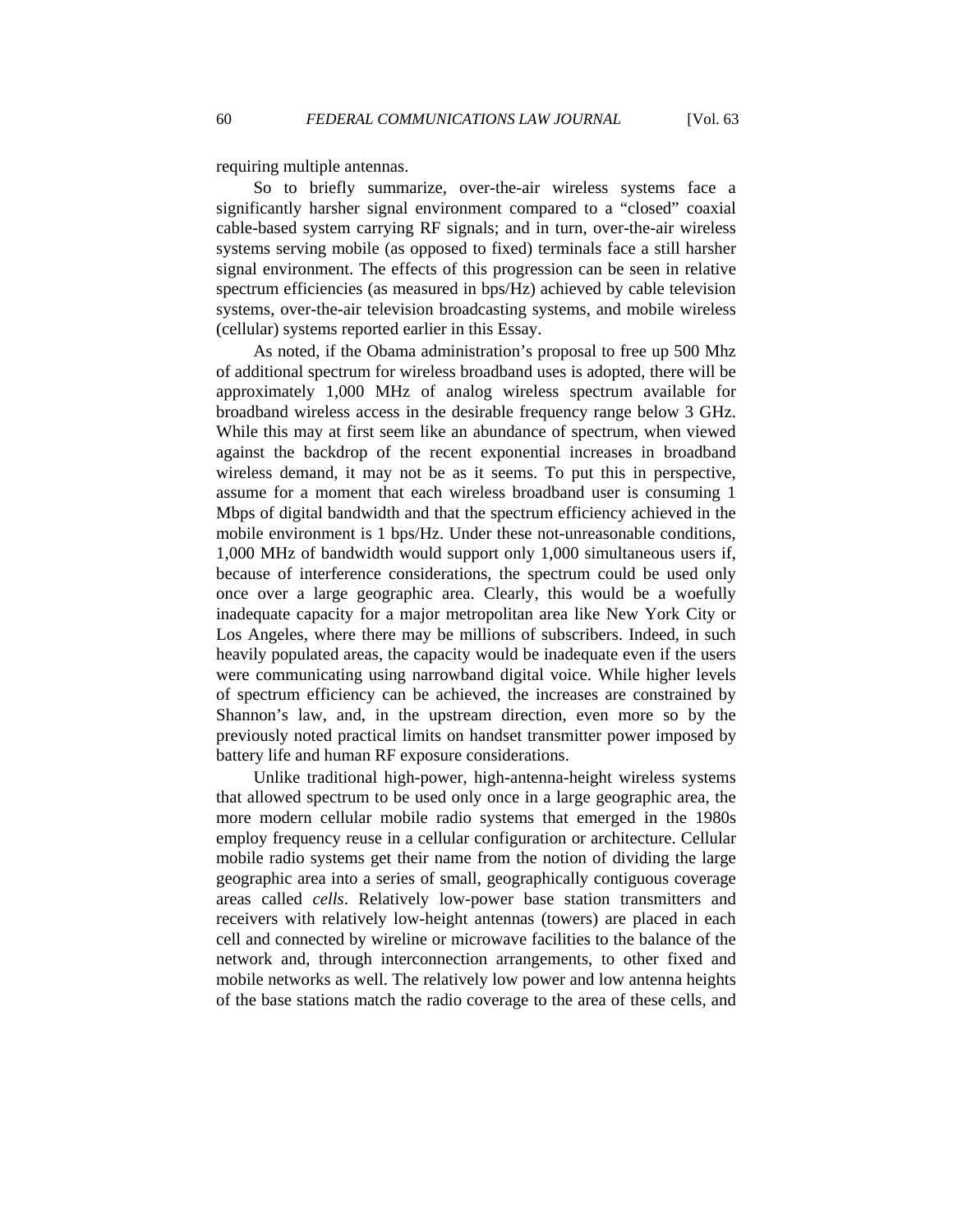requiring multiple antennas.

So to briefly summarize, over-the-air wireless systems face a significantly harsher signal environment compared to a "closed" coaxial cable-based system carrying RF signals; and in turn, over-the-air wireless systems serving mobile (as opposed to fixed) terminals face a still harsher signal environment. The effects of this progression can be seen in relative spectrum efficiencies (as measured in bps/Hz) achieved by cable television systems, over-the-air television broadcasting systems, and mobile wireless (cellular) systems reported earlier in this Essay.

As noted, if the Obama administration's proposal to free up 500 Mhz of additional spectrum for wireless broadband uses is adopted, there will be approximately 1,000 MHz of analog wireless spectrum available for broadband wireless access in the desirable frequency range below 3 GHz. While this may at first seem like an abundance of spectrum, when viewed against the backdrop of the recent exponential increases in broadband wireless demand, it may not be as it seems. To put this in perspective, assume for a moment that each wireless broadband user is consuming 1 Mbps of digital bandwidth and that the spectrum efficiency achieved in the mobile environment is 1 bps/Hz. Under these not-unreasonable conditions, 1,000 MHz of bandwidth would support only 1,000 simultaneous users if, because of interference considerations, the spectrum could be used only once over a large geographic area. Clearly, this would be a woefully inadequate capacity for a major metropolitan area like New York City or Los Angeles, where there may be millions of subscribers. Indeed, in such heavily populated areas, the capacity would be inadequate even if the users were communicating using narrowband digital voice. While higher levels of spectrum efficiency can be achieved, the increases are constrained by Shannon's law, and, in the upstream direction, even more so by the previously noted practical limits on handset transmitter power imposed by battery life and human RF exposure considerations.

Unlike traditional high-power, high-antenna-height wireless systems that allowed spectrum to be used only once in a large geographic area, the more modern cellular mobile radio systems that emerged in the 1980s employ frequency reuse in a cellular configuration or architecture. Cellular mobile radio systems get their name from the notion of dividing the large geographic area into a series of small, geographically contiguous coverage areas called *cells*. Relatively low-power base station transmitters and receivers with relatively low-height antennas (towers) are placed in each cell and connected by wireline or microwave facilities to the balance of the network and, through interconnection arrangements, to other fixed and mobile networks as well. The relatively low power and low antenna heights of the base stations match the radio coverage to the area of these cells, and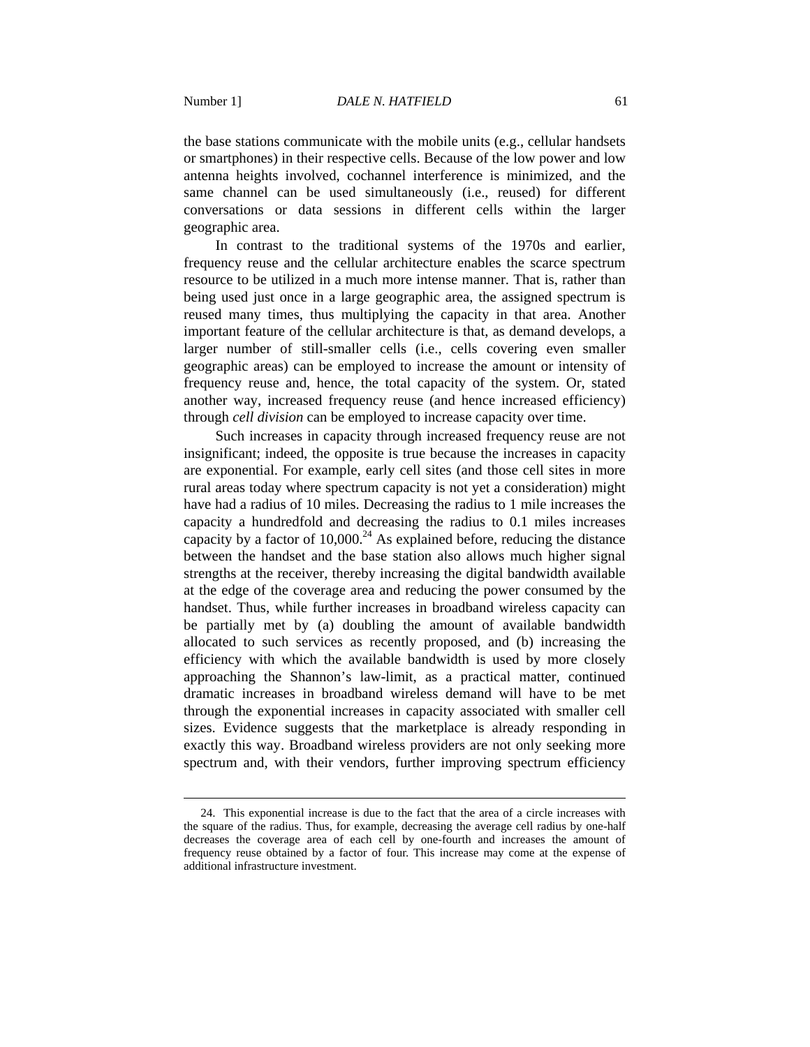the base stations communicate with the mobile units (e.g., cellular handsets or smartphones) in their respective cells. Because of the low power and low antenna heights involved, cochannel interference is minimized, and the same channel can be used simultaneously (i.e., reused) for different conversations or data sessions in different cells within the larger geographic area.

In contrast to the traditional systems of the 1970s and earlier, frequency reuse and the cellular architecture enables the scarce spectrum resource to be utilized in a much more intense manner. That is, rather than being used just once in a large geographic area, the assigned spectrum is reused many times, thus multiplying the capacity in that area. Another important feature of the cellular architecture is that, as demand develops, a larger number of still-smaller cells (i.e., cells covering even smaller geographic areas) can be employed to increase the amount or intensity of frequency reuse and, hence, the total capacity of the system. Or, stated another way, increased frequency reuse (and hence increased efficiency) through *cell division* can be employed to increase capacity over time.

Such increases in capacity through increased frequency reuse are not insignificant; indeed, the opposite is true because the increases in capacity are exponential. For example, early cell sites (and those cell sites in more rural areas today where spectrum capacity is not yet a consideration) might have had a radius of 10 miles. Decreasing the radius to 1 mile increases the capacity a hundredfold and decreasing the radius to 0.1 miles increases capacity by a factor of 10,000.[24] As explained before, reducing the distance between the handset and the base station also allows much higher signal strengths at the receiver, thereby increasing the digital bandwidth available at the edge of the coverage area and reducing the power consumed by the handset. Thus, while further increases in broadband wireless capacity can be partially met by (a) doubling the amount of available bandwidth allocated to such services as recently proposed, and (b) increasing the efficiency with which the available bandwidth is used by more closely approaching the Shannon's law-limit, as a practical matter, continued dramatic increases in broadband wireless demand will have to be met through the exponential increases in capacity associated with smaller cell sizes. Evidence suggests that the marketplace is already responding in exactly this way. Broadband wireless providers are not only seeking more spectrum and, with their vendors, further improving spectrum efficiency

---

24. This exponential increase is due to the fact that the area of a circle increases with the square of the radius. Thus, for example, decreasing the average cell radius by one-half decreases the coverage area of each cell by one-fourth and increases the amount of frequency reuse obtained by a factor of four. This increase may come at the expense of additional infrastructure investment.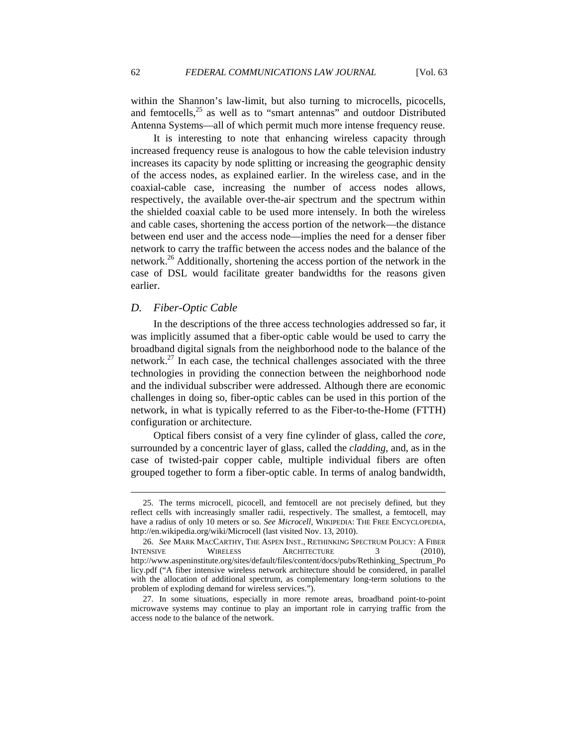within the Shannon's law-limit, but also turning to microcells, picocells, and femtocells,[25] as well as to "smart antennas" and outdoor Distributed Antenna Systems—all of which permit much more intense frequency reuse.

It is interesting to note that enhancing wireless capacity through increased frequency reuse is analogous to how the cable television industry increases its capacity by node splitting or increasing the geographic density of the access nodes, as explained earlier. In the wireless case, and in the coaxial-cable case, increasing the number of access nodes allows, respectively, the available over-the-air spectrum and the spectrum within the shielded coaxial cable to be used more intensely. In both the wireless and cable cases, shortening the access portion of the network—the distance between end user and the access node—implies the need for a denser fiber network to carry the traffic between the access nodes and the balance of the network.[26] Additionally, shortening the access portion of the network in the case of DSL would facilitate greater bandwidths for the reasons given earlier.

### *D. Fiber-Optic Cable*

In the descriptions of the three access technologies addressed so far, it was implicitly assumed that a fiber-optic cable would be used to carry the broadband digital signals from the neighborhood node to the balance of the network.[27] In each case, the technical challenges associated with the three technologies in providing the connection between the neighborhood node and the individual subscriber were addressed. Although there are economic challenges in doing so, fiber-optic cables can be used in this portion of the network, in what is typically referred to as the Fiber-to-the-Home (FTTH) configuration or architecture.

Optical fibers consist of a very fine cylinder of glass, called the *core*, surrounded by a concentric layer of glass, called the *cladding*, and, as in the case of twisted-pair copper cable, multiple individual fibers are often grouped together to form a fiber-optic cable. In terms of analog bandwidth,

---

25. The terms microcell, picocell, and femtocell are not precisely defined, but they reflect cells with increasingly smaller radii, respectively. The smallest, a femtocell, may have a radius of only 10 meters or so. *See Microcell*, WIKIPEDIA: THE FREE ENCYCLOPEDIA, http://en.wikipedia.org/wiki/Microcell (last visited Nov. 13, 2010).

26. *See* MARK MACCARTHY, THE ASPEN INST., RETHINKING SPECTRUM POLICY: A FIBER INTENSIVE WIRELESS ARCHITECTURE 3 (2010), http://www.aspeninstitute.org/sites/default/files/content/docs/pubs/Rethinking_Spectrum_Policy.pdf ("A fiber intensive wireless network architecture should be considered, in parallel with the allocation of additional spectrum, as complementary long-term solutions to the problem of exploding demand for wireless services.").

27. In some situations, especially in more remote areas, broadband point-to-point microwave systems may continue to play an important role in carrying traffic from the access node to the balance of the network.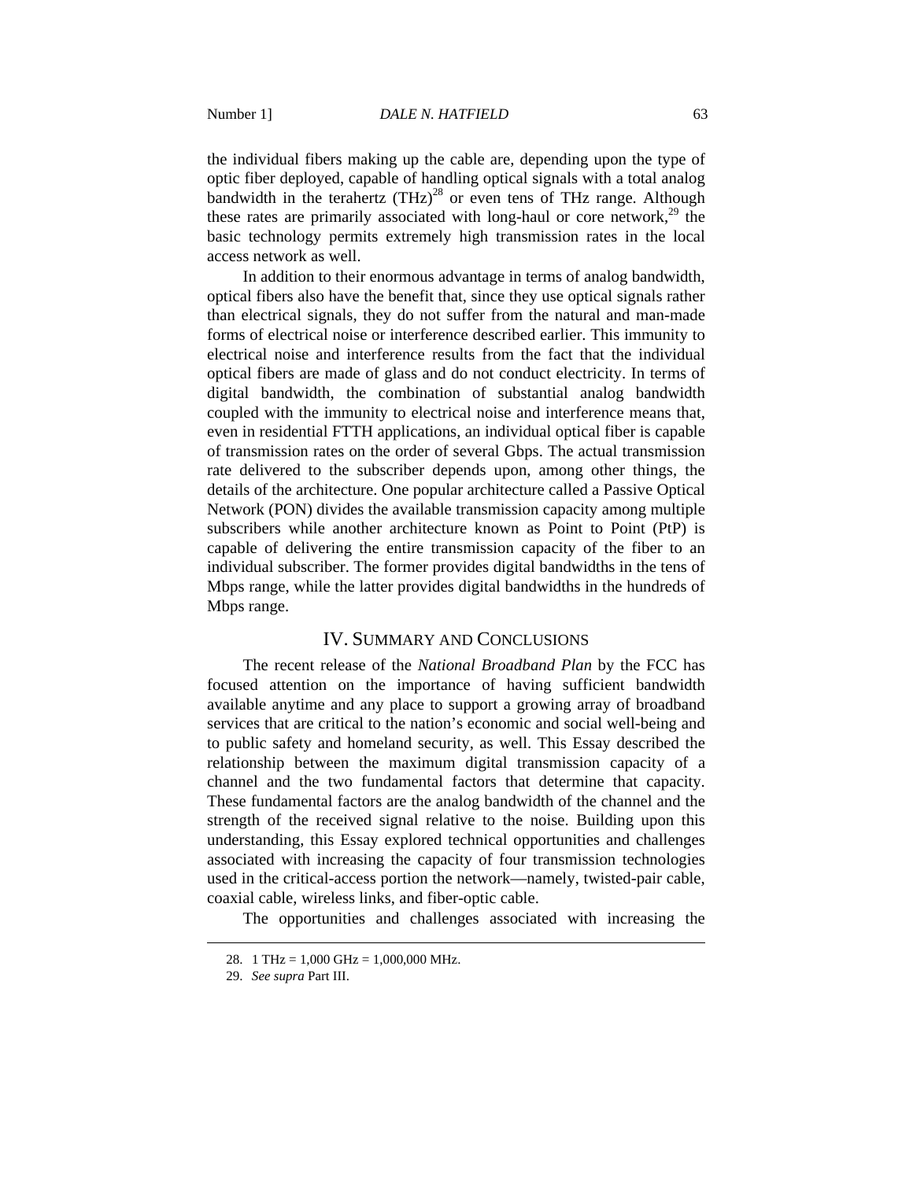the individual fibers making up the cable are, depending upon the type of optic fiber deployed, capable of handling optical signals with a total analog bandwidth in the terahertz (THz)[28] or even tens of THz range. Although these rates are primarily associated with long-haul or core network,[29] the basic technology permits extremely high transmission rates in the local access network as well.

In addition to their enormous advantage in terms of analog bandwidth, optical fibers also have the benefit that, since they use optical signals rather than electrical signals, they do not suffer from the natural and man-made forms of electrical noise or interference described earlier. This immunity to electrical noise and interference results from the fact that the individual optical fibers are made of glass and do not conduct electricity. In terms of digital bandwidth, the combination of substantial analog bandwidth coupled with the immunity to electrical noise and interference means that, even in residential FTTH applications, an individual optical fiber is capable of transmission rates on the order of several Gbps. The actual transmission rate delivered to the subscriber depends upon, among other things, the details of the architecture. One popular architecture called a Passive Optical Network (PON) divides the available transmission capacity among multiple subscribers while another architecture known as Point to Point (PtP) is capable of delivering the entire transmission capacity of the fiber to an individual subscriber. The former provides digital bandwidths in the tens of Mbps range, while the latter provides digital bandwidths in the hundreds of Mbps range.

## IV. Summary and Conclusions

The recent release of the *National Broadband Plan* by the FCC has focused attention on the importance of having sufficient bandwidth available anytime and any place to support a growing array of broadband services that are critical to the nation's economic and social well-being and to public safety and homeland security, as well. This Essay described the relationship between the maximum digital transmission capacity of a channel and the two fundamental factors that determine that capacity. These fundamental factors are the analog bandwidth of the channel and the strength of the received signal relative to the noise. Building upon this understanding, this Essay explored technical opportunities and challenges associated with increasing the capacity of four transmission technologies used in the critical-access portion the network—namely, twisted-pair cable, coaxial cable, wireless links, and fiber-optic cable.

The opportunities and challenges associated with increasing the

---

28. 1 THz = 1,000 GHz = 1,000,000 MHz.

29. *See supra* Part III.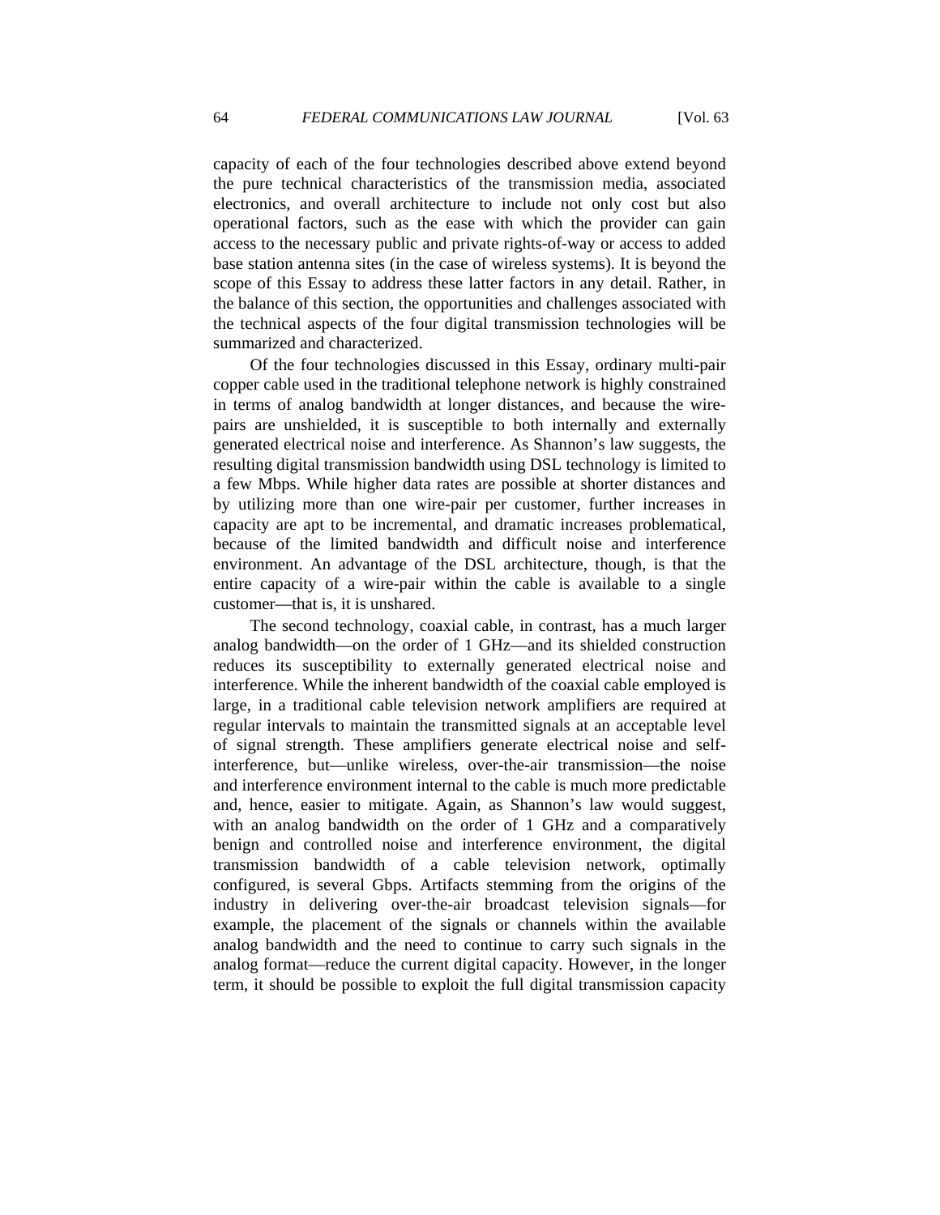capacity of each of the four technologies described above extend beyond the pure technical characteristics of the transmission media, associated electronics, and overall architecture to include not only cost but also operational factors, such as the ease with which the provider can gain access to the necessary public and private rights-of-way or access to added base station antenna sites (in the case of wireless systems). It is beyond the scope of this Essay to address these latter factors in any detail. Rather, in the balance of this section, the opportunities and challenges associated with the technical aspects of the four digital transmission technologies will be summarized and characterized.

Of the four technologies discussed in this Essay, ordinary multi-pair copper cable used in the traditional telephone network is highly constrained in terms of analog bandwidth at longer distances, and because the wire-pairs are unshielded, it is susceptible to both internally and externally generated electrical noise and interference. As Shannon's law suggests, the resulting digital transmission bandwidth using DSL technology is limited to a few Mbps. While higher data rates are possible at shorter distances and by utilizing more than one wire-pair per customer, further increases in capacity are apt to be incremental, and dramatic increases problematical, because of the limited bandwidth and difficult noise and interference environment. An advantage of the DSL architecture, though, is that the entire capacity of a wire-pair within the cable is available to a single customer—that is, it is unshared.

The second technology, coaxial cable, in contrast, has a much larger analog bandwidth—on the order of 1 GHz—and its shielded construction reduces its susceptibility to externally generated electrical noise and interference. While the inherent bandwidth of the coaxial cable employed is large, in a traditional cable television network amplifiers are required at regular intervals to maintain the transmitted signals at an acceptable level of signal strength. These amplifiers generate electrical noise and self-interference, but—unlike wireless, over-the-air transmission—the noise and interference environment internal to the cable is much more predictable and, hence, easier to mitigate. Again, as Shannon's law would suggest, with an analog bandwidth on the order of 1 GHz and a comparatively benign and controlled noise and interference environment, the digital transmission bandwidth of a cable television network, optimally configured, is several Gbps. Artifacts stemming from the origins of the industry in delivering over-the-air broadcast television signals—for example, the placement of the signals or channels within the available analog bandwidth and the need to continue to carry such signals in the analog format—reduce the current digital capacity. However, in the longer term, it should be possible to exploit the full digital transmission capacity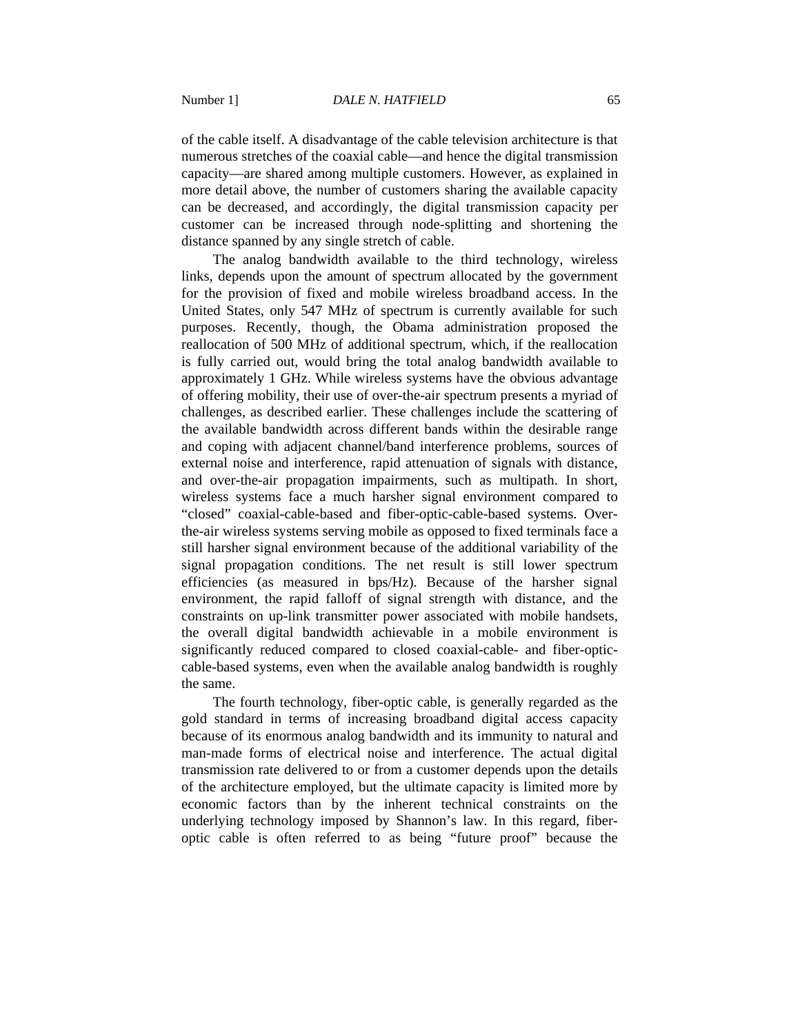of the cable itself. A disadvantage of the cable television architecture is that numerous stretches of the coaxial cable—and hence the digital transmission capacity—are shared among multiple customers. However, as explained in more detail above, the number of customers sharing the available capacity can be decreased, and accordingly, the digital transmission capacity per customer can be increased through node-splitting and shortening the distance spanned by any single stretch of cable.

The analog bandwidth available to the third technology, wireless links, depends upon the amount of spectrum allocated by the government for the provision of fixed and mobile wireless broadband access. In the United States, only 547 MHz of spectrum is currently available for such purposes. Recently, though, the Obama administration proposed the reallocation of 500 MHz of additional spectrum, which, if the reallocation is fully carried out, would bring the total analog bandwidth available to approximately 1 GHz. While wireless systems have the obvious advantage of offering mobility, their use of over-the-air spectrum presents a myriad of challenges, as described earlier. These challenges include the scattering of the available bandwidth across different bands within the desirable range and coping with adjacent channel/band interference problems, sources of external noise and interference, rapid attenuation of signals with distance, and over-the-air propagation impairments, such as multipath. In short, wireless systems face a much harsher signal environment compared to "closed" coaxial-cable-based and fiber-optic-cable-based systems. Over-the-air wireless systems serving mobile as opposed to fixed terminals face a still harsher signal environment because of the additional variability of the signal propagation conditions. The net result is still lower spectrum efficiencies (as measured in bps/Hz). Because of the harsher signal environment, the rapid falloff of signal strength with distance, and the constraints on up-link transmitter power associated with mobile handsets, the overall digital bandwidth achievable in a mobile environment is significantly reduced compared to closed coaxial-cable- and fiber-optic-cable-based systems, even when the available analog bandwidth is roughly the same.

The fourth technology, fiber-optic cable, is generally regarded as the gold standard in terms of increasing broadband digital access capacity because of its enormous analog bandwidth and its immunity to natural and man-made forms of electrical noise and interference. The actual digital transmission rate delivered to or from a customer depends upon the details of the architecture employed, but the ultimate capacity is limited more by economic factors than by the inherent technical constraints on the underlying technology imposed by Shannon's law. In this regard, fiber-optic cable is often referred to as being "future proof" because the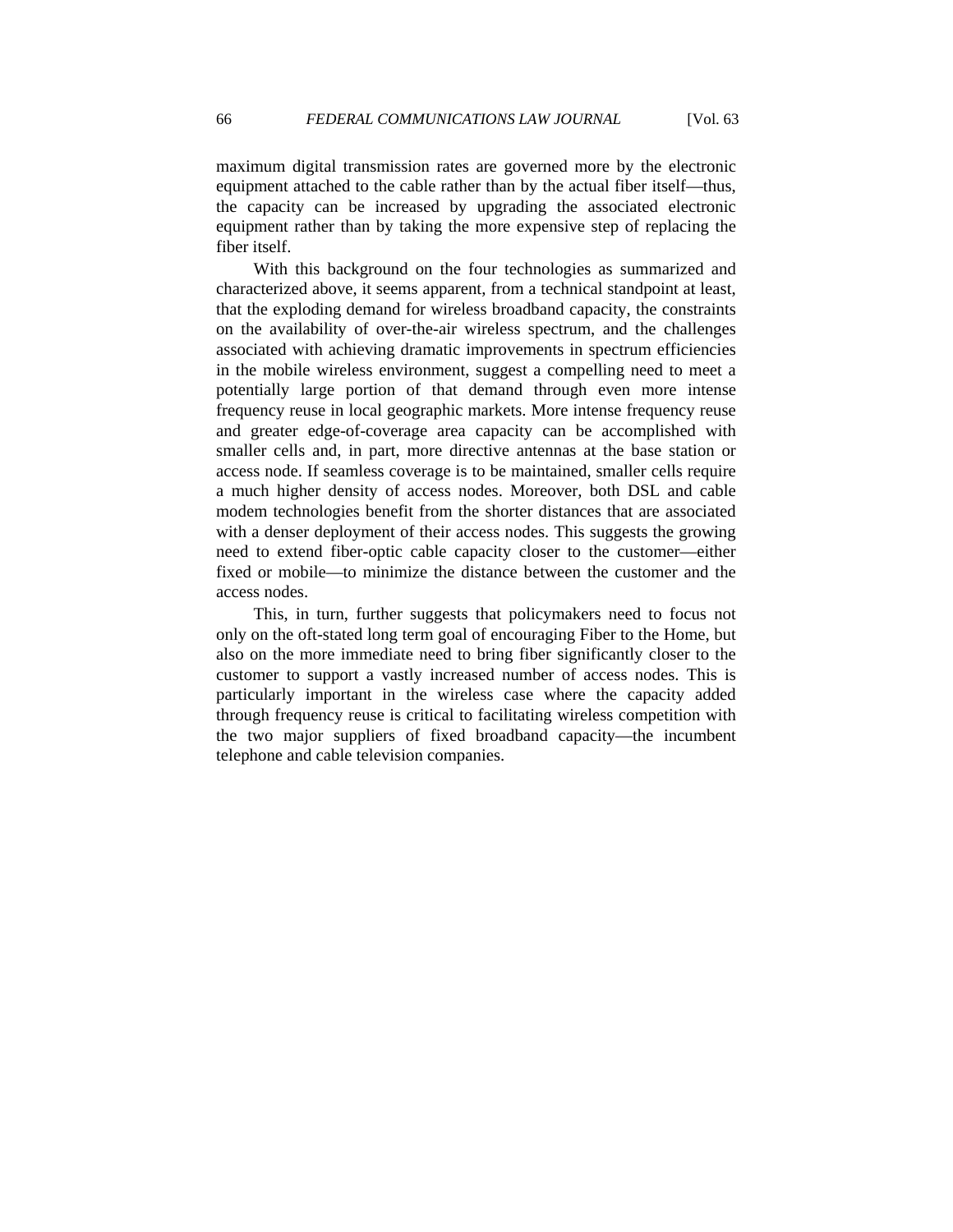maximum digital transmission rates are governed more by the electronic equipment attached to the cable rather than by the actual fiber itself—thus, the capacity can be increased by upgrading the associated electronic equipment rather than by taking the more expensive step of replacing the fiber itself.

With this background on the four technologies as summarized and characterized above, it seems apparent, from a technical standpoint at least, that the exploding demand for wireless broadband capacity, the constraints on the availability of over-the-air wireless spectrum, and the challenges associated with achieving dramatic improvements in spectrum efficiencies in the mobile wireless environment, suggest a compelling need to meet a potentially large portion of that demand through even more intense frequency reuse in local geographic markets. More intense frequency reuse and greater edge-of-coverage area capacity can be accomplished with smaller cells and, in part, more directive antennas at the base station or access node. If seamless coverage is to be maintained, smaller cells require a much higher density of access nodes. Moreover, both DSL and cable modem technologies benefit from the shorter distances that are associated with a denser deployment of their access nodes. This suggests the growing need to extend fiber-optic cable capacity closer to the customer—either fixed or mobile—to minimize the distance between the customer and the access nodes.

This, in turn, further suggests that policymakers need to focus not only on the oft-stated long term goal of encouraging Fiber to the Home, but also on the more immediate need to bring fiber significantly closer to the customer to support a vastly increased number of access nodes. This is particularly important in the wireless case where the capacity added through frequency reuse is critical to facilitating wireless competition with the two major suppliers of fixed broadband capacity—the incumbent telephone and cable television companies.